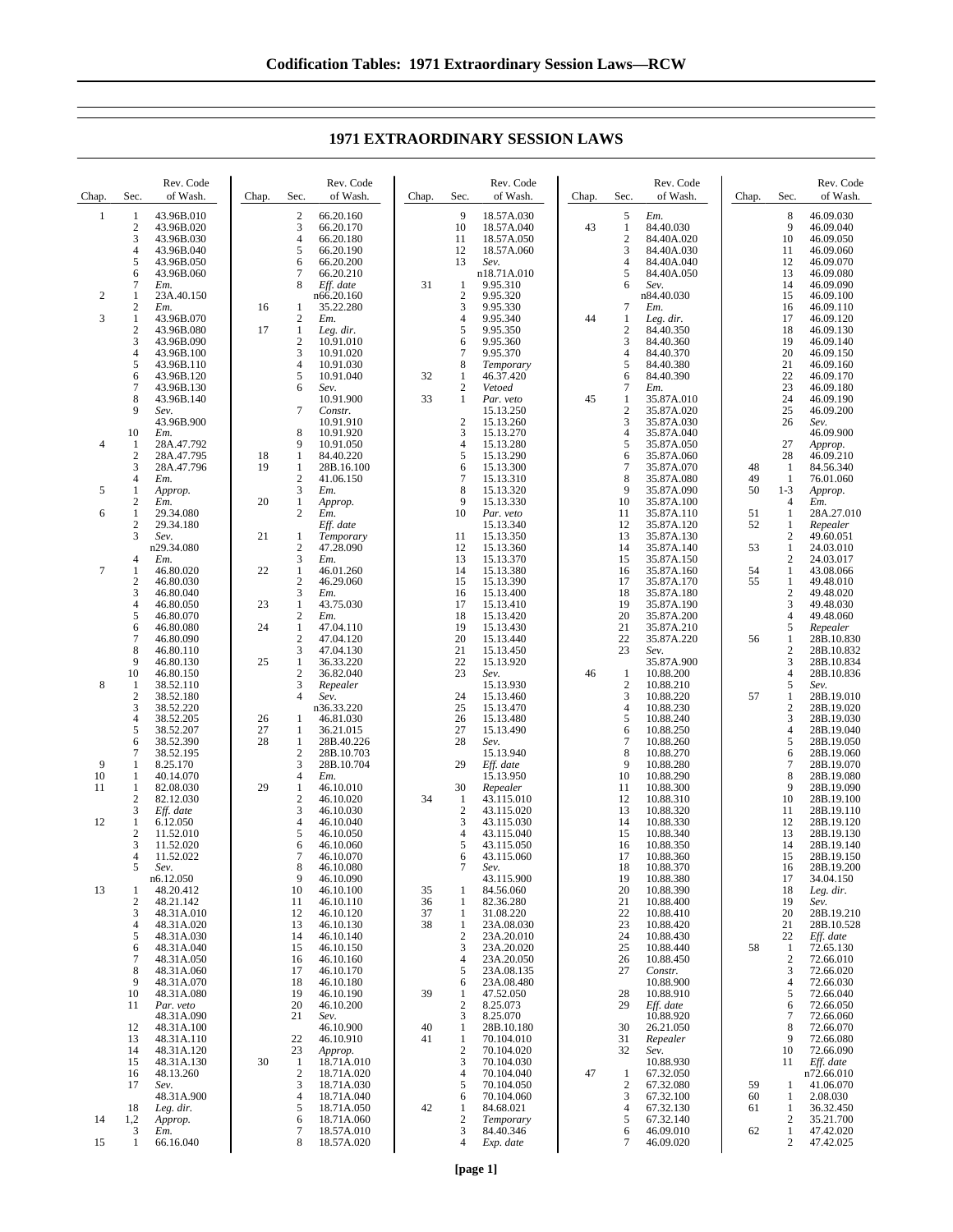# 1971 EXTRAORDINARY SESSION LAWS

| Chap. | Sec. | Rev. Code of Wash. |
|---|---|---|
| 1 | 1 | 43.96B.010 |
| | 2 | 43.96B.020 |
| | 3 | 43.96B.030 |
| | 4 | 43.96B.040 |
| | 5 | 43.96B.050 |
| | 6 | 43.96B.060 |
| | 7 | *Em.* |
| 2 | 1 | 23A.40.150 |
| | 2 | *Em.* |
| 3 | 1 | 43.96B.070 |
| | 2 | 43.96B.080 |
| | 3 | 43.96B.090 |
| | 4 | 43.96B.100 |
| | 5 | 43.96B.110 |
| | 6 | 43.96B.120 |
| | 7 | 43.96B.130 |
| | 8 | 43.96B.140 |
| | 9 | *Sev.* 43.96B.900 |
| | 10 | *Em.* |
| 4 | 1 | 28A.47.792 |
| | 2 | 28A.47.795 |
| | 3 | 28A.47.796 |
| | 4 | *Em.* |
| 5 | 1 | *Approp.* |
| | 2 | *Em.* |
| 6 | 1 | 29.34.080 |
| | 2 | 29.34.180 |
| | 3 | *Sev.* n29.34.080 |
| | 4 | *Em.* |
| 7 | 1 | 46.80.020 |
| | 2 | 46.80.030 |
| | 3 | 46.80.040 |
| | 4 | 46.80.050 |
| | 5 | 46.80.070 |
| | 6 | 46.80.080 |
| | 7 | 46.80.090 |
| | 8 | 46.80.110 |
| | 9 | 46.80.130 |
| | 10 | 46.80.150 |
| 8 | 1 | 38.52.110 |
| | 2 | 38.52.180 |
| | 3 | 38.52.220 |
| | 4 | 38.52.205 |
| | 5 | 38.52.207 |
| | 6 | 38.52.390 |
| | 7 | 38.52.195 |
| 9 | 1 | 8.25.170 |
| 10 | 1 | 40.14.070 |
| 11 | 1 | 82.08.030 |
| | 2 | 82.12.030 |
| | 3 | *Eff. date* |
| 12 | 1 | 6.12.050 |
| | 2 | 11.52.010 |
| | 3 | 11.52.020 |
| | 4 | 11.52.022 |
| | 5 | *Sev.* n6.12.050 |
| 13 | 1 | 48.20.412 |
| | 2 | 48.21.142 |
| | 3 | 48.31A.010 |
| | 4 | 48.31A.020 |
| | 5 | 48.31A.030 |
| | 6 | 48.31A.040 |
| | 7 | 48.31A.050 |
| | 8 | 48.31A.060 |
| | 9 | 48.31A.070 |
| | 10 | 48.31A.080 |
| | 11 | *Par. veto* 48.31A.090 |
| | 12 | 48.31A.100 |
| | 13 | 48.31A.110 |
| | 14 | 48.31A.120 |
| | 15 | 48.31A.130 |
| | 16 | 48.13.260 |
| | 17 | *Sev.* 48.31A.900 |
| | 18 | *Leg. dir.* |
| 14 | 1,2 | *Approp.* |
| | 3 | *Em.* |
| 15 | 1 | 66.16.040 |
| | 2 | 66.20.160 |
| | 3 | 66.20.170 |
| | 4 | 66.20.180 |
| | 5 | 66.20.190 |
| | 6 | 66.20.200 |
| | 7 | 66.20.210 |
| | 8 | *Eff. date* n66.20.160 |
| 16 | 1 | 35.22.280 |
| | 2 | *Em.* |
| 17 | 1 | *Leg. dir.* |
| | 2 | 10.91.010 |
| | 3 | 10.91.020 |
| | 4 | 10.91.030 |
| | 5 | 10.91.040 |
| | 6 | *Sev.* 10.91.900 |
| | 7 | *Constr.* 10.91.910 |
| | 8 | 10.91.920 |
| | 9 | 10.91.050 |
| 18 | 1 | 84.40.220 |
| 19 | 1 | 28B.16.100 |
| | 2 | 41.06.150 |
| | 3 | *Em.* |
| 20 | 1 | *Approp.* |
| | 2 | *Em.* |
| | | *Eff. date* |
| 21 | 1 | *Temporary* |
| | 2 | 47.28.090 |
| | 3 | *Em.* |
| 22 | 1 | 46.01.260 |
| | 2 | 46.29.060 |
| | 3 | *Em.* |
| 23 | 1 | 43.75.030 |
| | 2 | *Em.* |
| 24 | 1 | 47.04.110 |
| | 2 | 47.04.120 |
| | 3 | 47.04.130 |
| 25 | 1 | 36.33.220 |
| | 2 | 36.82.040 |
| | 3 | *Repealer* |
| | 4 | *Sev.* n36.33.220 |
| 26 | 1 | 46.81.030 |
| 27 | 1 | 36.21.015 |
| 28 | 1 | 28B.40.226 |
| | 2 | 28B.10.703 |
| | 3 | 28B.10.704 |
| | 4 | *Em.* |
| 29 | 1 | 46.10.010 |
| | 2 | 46.10.020 |
| | 3 | 46.10.030 |
| | 4 | 46.10.040 |
| | 5 | 46.10.050 |
| | 6 | 46.10.060 |
| | 7 | 46.10.070 |
| | 8 | 46.10.080 |
| | 9 | 46.10.090 |
| | 10 | 46.10.100 |
| | 11 | 46.10.110 |
| | 12 | 46.10.120 |
| | 13 | 46.10.130 |
| | 14 | 46.10.140 |
| | 15 | 46.10.150 |
| | 16 | 46.10.160 |
| | 17 | 46.10.170 |
| | 18 | 46.10.180 |
| | 19 | 46.10.190 |
| | 20 | 46.10.200 |
| | 21 | *Sev.* 46.10.900 |
| | 22 | 46.10.910 |
| | 23 | *Approp.* |
| 30 | 1 | 18.71A.010 |
| | 2 | 18.71A.020 |
| | 3 | 18.71A.030 |
| | 4 | 18.71A.040 |
| | 5 | 18.71A.050 |
| | 6 | 18.71A.060 |
| | 7 | 18.57A.010 |
| | 8 | 18.57A.020 |
| | 9 | 18.57A.030 |
| | 10 | 18.57A.040 |
| | 11 | 18.57A.050 |
| | 12 | 18.57A.060 |
| | 13 | *Sev.* n18.71A.010 |
| 31 | 1 | 9.95.310 |
| | 2 | 9.95.320 |
| | 3 | 9.95.330 |
| | 4 | 9.95.340 |
| | 5 | 9.95.350 |
| | 6 | 9.95.360 |
| | 7 | 9.95.370 |
| | 8 | *Temporary* |
| 32 | 1 | 46.37.420 |
| | 2 | *Vetoed* |
| 33 | 1 | *Par. veto* 15.13.250 |
| | 2 | 15.13.260 |
| | 3 | 15.13.270 |
| | 4 | 15.13.280 |
| | 5 | 15.13.290 |
| | 6 | 15.13.300 |
| | 7 | 15.13.310 |
| | 8 | 15.13.320 |
| | 9 | 15.13.330 |
| | 10 | *Par. veto* 15.13.340 |
| | 11 | 15.13.350 |
| | 12 | 15.13.360 |
| | 13 | 15.13.370 |
| | 14 | 15.13.380 |
| | 15 | 15.13.390 |
| | 16 | 15.13.400 |
| | 17 | 15.13.410 |
| | 18 | 15.13.420 |
| | 19 | 15.13.430 |
| | 20 | 15.13.440 |
| | 21 | 15.13.450 |
| | 22 | 15.13.920 |
| | 23 | *Sev.* 15.13.930 |
| | 24 | 15.13.460 |
| | 25 | 15.13.470 |
| | 26 | 15.13.480 |
| | 27 | 15.13.490 |
| | 28 | *Sev.* 15.13.940 |
| | 29 | *Eff. date* 15.13.950 |
| | 30 | *Repealer* |
| 34 | 1 | 43.115.010 |
| | 2 | 43.115.020 |
| | 3 | 43.115.030 |
| | 4 | 43.115.040 |
| | 5 | 43.115.050 |
| | 6 | 43.115.060 |
| | 7 | *Sev.* 43.115.900 |
| 35 | 1 | 84.56.060 |
| 36 | 1 | 82.36.280 |
| 37 | 1 | 31.08.220 |
| 38 | 1 | 23A.08.030 |
| | 2 | 23A.20.010 |
| | 3 | 23A.20.020 |
| | 4 | 23A.20.050 |
| | 5 | 23A.08.135 |
| | 6 | 23A.08.480 |
| 39 | 1 | 47.52.050 |
| | 2 | 8.25.073 |
| | 3 | 8.25.070 |
| 40 | 1 | 28B.10.180 |
| 41 | 1 | 70.104.010 |
| | 2 | 70.104.020 |
| | 3 | 70.104.030 |
| | 4 | 70.104.040 |
| | 5 | 70.104.050 |
| | 6 | 70.104.060 |
| 42 | 1 | 84.68.021 |
| | 2 | *Temporary* |
| | 3 | 84.40.346 |
| | 4 | *Exp. date* |
| | 5 | *Em.* |
| 43 | 1 | 84.40.030 |
| | 2 | 84.40A.020 |
| | 3 | 84.40A.030 |
| | 4 | 84.40A.040 |
| | 5 | 84.40A.050 |
| | 6 | *Sev.* n84.40.030 |
| | 7 | *Em.* |
| 44 | 1 | *Leg. dir.* |
| | 2 | 84.40.350 |
| | 3 | 84.40.360 |
| | 4 | 84.40.370 |
| | 5 | 84.40.380 |
| | 6 | 84.40.390 |
| | 7 | *Em.* |
| 45 | 1 | 35.87A.010 |
| | 2 | 35.87A.020 |
| | 3 | 35.87A.030 |
| | 4 | 35.87A.040 |
| | 5 | 35.87A.050 |
| | 6 | 35.87A.060 |
| | 7 | 35.87A.070 |
| | 8 | 35.87A.080 |
| | 9 | 35.87A.090 |
| | 10 | 35.87A.100 |
| | 11 | 35.87A.110 |
| | 12 | 35.87A.120 |
| | 13 | 35.87A.130 |
| | 14 | 35.87A.140 |
| | 15 | 35.87A.150 |
| | 16 | 35.87A.160 |
| | 17 | 35.87A.170 |
| | 18 | 35.87A.180 |
| | 19 | 35.87A.190 |
| | 20 | 35.87A.200 |
| | 21 | 35.87A.210 |
| | 22 | 35.87A.220 |
| | 23 | *Sev.* 35.87A.900 |
| 46 | 1 | 10.88.200 |
| | 2 | 10.88.210 |
| | 3 | 10.88.220 |
| | 4 | 10.88.230 |
| | 5 | 10.88.240 |
| | 6 | 10.88.250 |
| | 7 | 10.88.260 |
| | 8 | 10.88.270 |
| | 9 | 10.88.280 |
| | 10 | 10.88.290 |
| | 11 | 10.88.300 |
| | 12 | 10.88.310 |
| | 13 | 10.88.320 |
| | 14 | 10.88.330 |
| | 15 | 10.88.340 |
| | 16 | 10.88.350 |
| | 17 | 10.88.360 |
| | 18 | 10.88.370 |
| | 19 | 10.88.380 |
| | 20 | 10.88.390 |
| | 21 | 10.88.400 |
| | 22 | 10.88.410 |
| | 23 | 10.88.420 |
| | 24 | 10.88.430 |
| | 25 | 10.88.440 |
| | 26 | 10.88.450 |
| | 27 | *Constr.* 10.88.900 |
| | 28 | 10.88.910 |
| | 29 | *Eff. date* 10.88.920 |
| | 30 | 26.21.050 |
| | 31 | *Repealer* |
| | 32 | *Sev.* 10.88.930 |
| 47 | 1 | 67.32.050 |
| | 2 | 67.32.080 |
| | 3 | 67.32.100 |
| | 4 | 67.32.130 |
| | 5 | 67.32.140 |
| | 6 | 46.09.010 |
| | 7 | 46.09.020 |
| | 8 | 46.09.030 |
| | 9 | 46.09.040 |
| | 10 | 46.09.050 |
| | 11 | 46.09.060 |
| | 12 | 46.09.070 |
| | 13 | 46.09.080 |
| | 14 | 46.09.090 |
| | 15 | 46.09.100 |
| | 16 | 46.09.110 |
| | 17 | 46.09.120 |
| | 18 | 46.09.130 |
| | 19 | 46.09.140 |
| | 20 | 46.09.150 |
| | 21 | 46.09.160 |
| | 22 | 46.09.170 |
| | 23 | 46.09.180 |
| | 24 | 46.09.190 |
| | 25 | 46.09.200 |
| | 26 | *Sev.* 46.09.900 |
| | 27 | *Approp.* |
| | 28 | 46.09.210 |
| 48 | 1 | 84.56.340 |
| 49 | 1 | 76.01.060 |
| 50 | 1-3 | *Approp.* |
| | 4 | *Em.* |
| 51 | 1 | 28A.27.010 |
| 52 | 1 | *Repealer* |
| | 2 | 49.60.051 |
| 53 | 1 | 24.03.010 |
| | 2 | 24.03.017 |
| 54 | 1 | 43.08.066 |
| 55 | 1 | 49.48.010 |
| | 2 | 49.48.020 |
| | 3 | 49.48.030 |
| | 4 | 49.48.060 |
| | 5 | *Repealer* |
| 56 | 1 | 28B.10.830 |
| | 2 | 28B.10.832 |
| | 3 | 28B.10.834 |
| | 4 | 28B.10.836 |
| | 5 | *Sev.* |
| 57 | 1 | 28B.19.010 |
| | 2 | 28B.19.020 |
| | 3 | 28B.19.030 |
| | 4 | 28B.19.040 |
| | 5 | 28B.19.050 |
| | 6 | 28B.19.060 |
| | 7 | 28B.19.070 |
| | 8 | 28B.19.080 |
| | 9 | 28B.19.090 |
| | 10 | 28B.19.100 |
| | 11 | 28B.19.110 |
| | 12 | 28B.19.120 |
| | 13 | 28B.19.130 |
| | 14 | 28B.19.140 |
| | 15 | 28B.19.150 |
| | 16 | 28B.19.200 |
| | 17 | 34.04.150 |
| | 18 | *Leg. dir.* |
| | 19 | *Sev.* |
| | 20 | 28B.19.210 |
| | 21 | 28B.10.528 |
| | 22 | *Eff. date* |
| 58 | 1 | 72.65.130 |
| | 2 | 72.66.010 |
| | 3 | 72.66.020 |
| | 4 | 72.66.030 |
| | 5 | 72.66.040 |
| | 6 | 72.66.050 |
| | 7 | 72.66.060 |
| | 8 | 72.66.070 |
| | 9 | 72.66.080 |
| | 10 | 72.66.090 |
| | 11 | *Eff. date* n72.66.010 |
| 59 | 1 | 41.06.070 |
| 60 | 1 | 2.08.030 |
| 61 | 1 | 36.32.450 |
| | 2 | 35.21.700 |
| 62 | 1 | 47.42.020 |
| | 2 | 47.42.025 |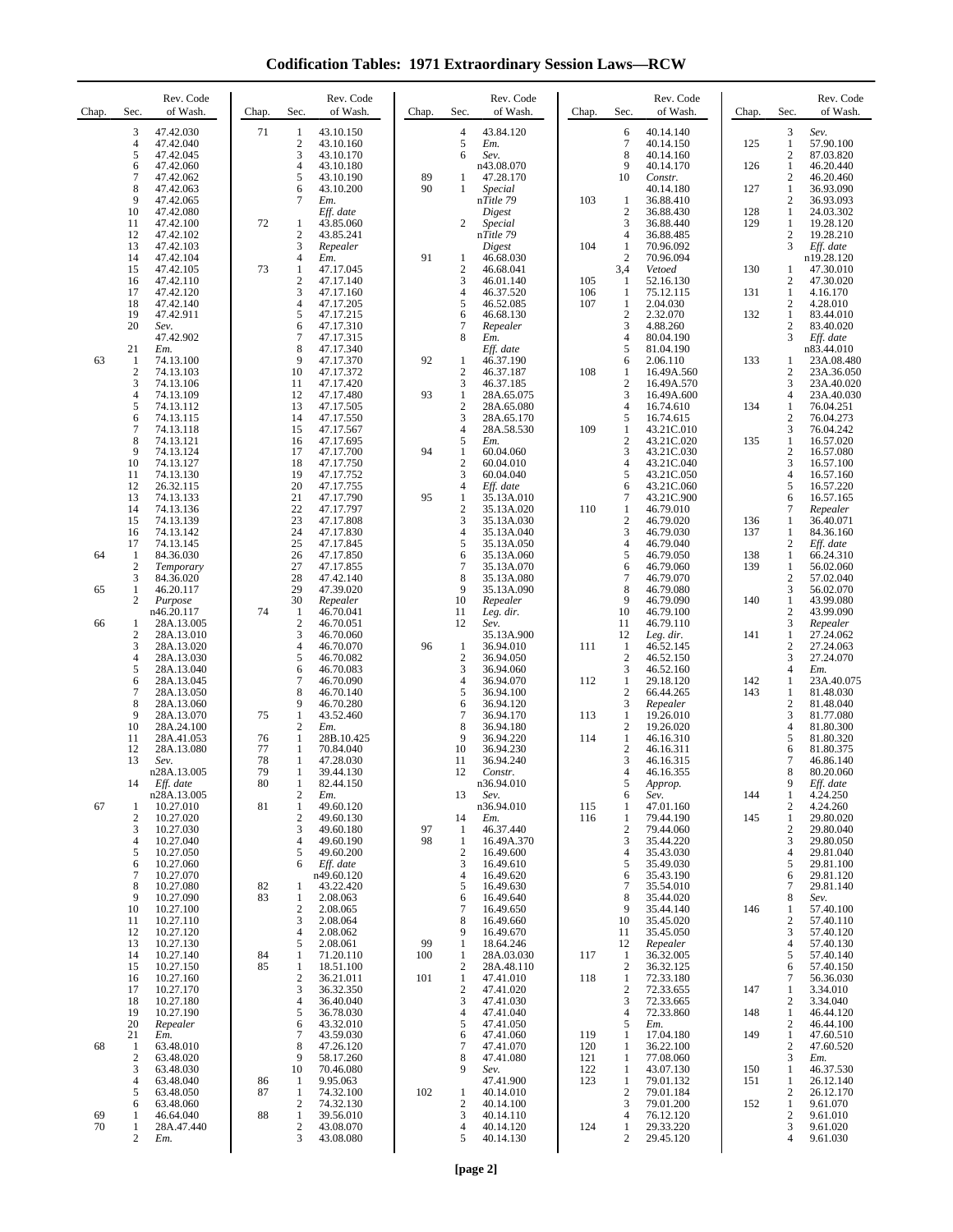# Codification Tables: 1971 Extraordinary Session Laws—RCW

| Chap. | Sec. | Rev. Code of Wash. |
|---|---|---|
| | 3 | 47.42.030 |
| | 4 | 47.42.040 |
| | 5 | 47.42.045 |
| | 6 | 47.42.060 |
| | 7 | 47.42.062 |
| | 8 | 47.42.063 |
| | 9 | 47.42.065 |
| | 10 | 47.42.080 |
| | 11 | 47.42.100 |
| | 12 | 47.42.102 |
| | 13 | 47.42.103 |
| | 14 | 47.42.104 |
| | 15 | 47.42.105 |
| | 16 | 47.42.110 |
| | 17 | 47.42.120 |
| | 18 | 47.42.140 |
| | 19 | 47.42.911 |
| | 20 | *Sev.* 47.42.902 |
| | 21 | *Em.* |
| 63 | 1 | 74.13.100 |
| | 2 | 74.13.103 |
| | 3 | 74.13.106 |
| | 4 | 74.13.109 |
| | 5 | 74.13.112 |
| | 6 | 74.13.115 |
| | 7 | 74.13.118 |
| | 8 | 74.13.121 |
| | 9 | 74.13.124 |
| | 10 | 74.13.127 |
| | 11 | 74.13.130 |
| | 12 | 26.32.115 |
| | 13 | 74.13.133 |
| | 14 | 74.13.136 |
| | 15 | 74.13.139 |
| | 16 | 74.13.142 |
| | 17 | 74.13.145 |
| 64 | 1 | 84.36.030 |
| | 2 | *Temporary* |
| | 3 | 84.36.020 |
| 65 | 1 | 46.20.117 |
| | 2 | *Purpose* n46.20.117 |
| 66 | 1 | 28A.13.005 |
| | 2 | 28A.13.010 |
| | 3 | 28A.13.020 |
| | 4 | 28A.13.030 |
| | 5 | 28A.13.040 |
| | 6 | 28A.13.045 |
| | 7 | 28A.13.050 |
| | 8 | 28A.13.060 |
| | 9 | 28A.13.070 |
| | 10 | 28A.24.100 |
| | 11 | 28A.41.053 |
| | 12 | 28A.13.080 |
| | 13 | *Sev.* n28A.13.005 |
| | 14 | *Eff. date* n28A.13.005 |
| 67 | 1 | 10.27.010 |
| | 2 | 10.27.020 |
| | 3 | 10.27.030 |
| | 4 | 10.27.040 |
| | 5 | 10.27.050 |
| | 6 | 10.27.060 |
| | 7 | 10.27.070 |
| | 8 | 10.27.080 |
| | 9 | 10.27.090 |
| | 10 | 10.27.100 |
| | 11 | 10.27.110 |
| | 12 | 10.27.120 |
| | 13 | 10.27.130 |
| | 14 | 10.27.140 |
| | 15 | 10.27.150 |
| | 16 | 10.27.160 |
| | 17 | 10.27.170 |
| | 18 | 10.27.180 |
| | 19 | 10.27.190 |
| | 20 | *Repealer* |
| | 21 | *Em.* |
| 68 | 1 | 63.48.010 |
| | 2 | 63.48.020 |
| | 3 | 63.48.030 |
| | 4 | 63.48.040 |
| | 5 | 63.48.050 |
| | 6 | 63.48.060 |
| 69 | 1 | 46.64.040 |
| 70 | 1 | 28A.47.440 |
| | 2 | *Em.* |
| 71 | 1 | 43.10.150 |
| | 2 | 43.10.160 |
| | 3 | 43.10.170 |
| | 4 | 43.10.180 |
| | 5 | 43.10.190 |
| | 6 | 43.10.200 |
| | 7 | *Em.* *Eff. date* |
| 72 | 1 | 43.85.060 |
| | 2 | 43.85.241 |
| | 3 | *Repealer* |
| | 4 | *Em.* |
| 73 | 1 | 47.17.045 |
| | 2 | 47.17.140 |
| | 3 | 47.17.160 |
| | 4 | 47.17.205 |
| | 5 | 47.17.215 |
| | 6 | 47.17.310 |
| | 7 | 47.17.315 |
| | 8 | 47.17.340 |
| | 9 | 47.17.370 |
| | 10 | 47.17.372 |
| | 11 | 47.17.420 |
| | 12 | 47.17.480 |
| | 13 | 47.17.505 |
| | 14 | 47.17.550 |
| | 15 | 47.17.567 |
| | 16 | 47.17.695 |
| | 17 | 47.17.700 |
| | 18 | 47.17.750 |
| | 19 | 47.17.752 |
| | 20 | 47.17.755 |
| | 21 | 47.17.790 |
| | 22 | 47.17.797 |
| | 23 | 47.17.808 |
| | 24 | 47.17.830 |
| | 25 | 47.17.845 |
| | 26 | 47.17.850 |
| | 27 | 47.17.855 |
| | 28 | 47.42.140 |
| | 29 | 47.39.020 |
| | 30 | *Repealer* |
| 74 | 1 | 46.70.041 |
| | 2 | 46.70.051 |
| | 3 | 46.70.060 |
| | 4 | 46.70.070 |
| | 5 | 46.70.082 |
| | 6 | 46.70.083 |
| | 7 | 46.70.090 |
| | 8 | 46.70.140 |
| | 9 | 46.70.280 |
| 75 | 1 | 43.52.460 |
| | 2 | *Em.* |
| 76 | 1 | 28B.10.425 |
| 77 | 1 | 70.84.040 |
| 78 | 1 | 47.28.030 |
| 79 | 1 | 39.44.130 |
| 80 | 1 | 82.44.150 |
| | 2 | *Em.* |
| 81 | 1 | 49.60.120 |
| | 2 | 49.60.130 |
| | 3 | 49.60.180 |
| | 4 | 49.60.190 |
| | 5 | 49.60.200 |
| | 6 | *Eff. date* n49.60.120 |
| 82 | 1 | 43.22.420 |
| 83 | 1 | 2.08.063 |
| | 2 | 2.08.065 |
| | 3 | 2.08.064 |
| | 4 | 2.08.062 |
| | 5 | 2.08.061 |
| 84 | 1 | 71.20.110 |
| 85 | 1 | 18.51.100 |
| | 2 | 36.21.011 |
| | 3 | 36.32.350 |
| | 4 | 36.40.040 |
| | 5 | 36.78.030 |
| | 6 | 43.32.010 |
| | 7 | 43.59.030 |
| | 8 | 47.26.120 |
| | 9 | 58.17.260 |
| | 10 | 70.46.080 |
| 86 | 1 | 9.95.063 |
| 87 | 1 | 74.32.100 |
| | 2 | 74.32.130 |
| 88 | 1 | 39.56.010 |
| | 2 | 43.08.070 |
| | 3 | 43.08.080 |
| | 4 | 43.84.120 |
| | 5 | *Em.* |
| | 6 | *Sev.* n43.08.070 |
| 89 | 1 | 47.28.170 |
| 90 | 1 | *Special* n*Title 79 Digest* |
| | 2 | *Special* n*Title 79 Digest* |
| 91 | 1 | 46.68.030 |
| | 2 | 46.68.041 |
| | 3 | 46.01.140 |
| | 4 | 46.37.520 |
| | 5 | 46.52.085 |
| | 6 | 46.68.130 |
| | 7 | *Repealer* |
| | 8 | *Em.* *Eff. date* |
| 92 | 1 | 46.37.190 |
| | 2 | 46.37.187 |
| | 3 | 46.37.185 |
| 93 | 1 | 28A.65.075 |
| | 2 | 28A.65.080 |
| | 3 | 28A.65.170 |
| | 4 | 28A.58.530 |
| | 5 | *Em.* |
| 94 | 1 | 60.04.060 |
| | 2 | 60.04.010 |
| | 3 | 60.04.040 |
| | 4 | *Eff. date* |
| 95 | 1 | 35.13A.010 |
| | 2 | 35.13A.020 |
| | 3 | 35.13A.030 |
| | 4 | 35.13A.040 |
| | 5 | 35.13A.050 |
| | 6 | 35.13A.060 |
| | 7 | 35.13A.070 |
| | 8 | 35.13A.080 |
| | 9 | 35.13A.090 |
| | 10 | *Repealer* |
| | 11 | *Leg. dir.* |
| | 12 | *Sev.* 35.13A.900 |
| 96 | 1 | 36.94.010 |
| | 2 | 36.94.050 |
| | 3 | 36.94.060 |
| | 4 | 36.94.070 |
| | 5 | 36.94.100 |
| | 6 | 36.94.120 |
| | 7 | 36.94.170 |
| | 8 | 36.94.180 |
| | 9 | 36.94.220 |
| | 10 | 36.94.230 |
| | 11 | 36.94.240 |
| | 12 | *Constr.* n36.94.010 |
| | 13 | *Sev.* n36.94.010 |
| | 14 | *Em.* |
| 97 | 1 | 46.37.440 |
| 98 | 1 | 16.49A.370 |
| | 2 | 16.49.600 |
| | 3 | 16.49.610 |
| | 4 | 16.49.620 |
| | 5 | 16.49.630 |
| | 6 | 16.49.640 |
| | 7 | 16.49.650 |
| | 8 | 16.49.660 |
| | 9 | 16.49.670 |
| 99 | 1 | 18.64.246 |
| 100 | 1 | 28A.03.030 |
| | 2 | 28A.48.110 |
| 101 | 1 | 47.41.010 |
| | 2 | 47.41.020 |
| | 3 | 47.41.030 |
| | 4 | 47.41.040 |
| | 5 | 47.41.050 |
| | 6 | 47.41.060 |
| | 7 | 47.41.070 |
| | 8 | 47.41.080 |
| | 9 | *Sev.* 47.41.900 |
| 102 | 1 | 40.14.010 |
| | 2 | 40.14.100 |
| | 3 | 40.14.110 |
| | 4 | 40.14.120 |
| | 5 | 40.14.130 |
| | 6 | 40.14.140 |
| | 7 | 40.14.150 |
| | 8 | 40.14.160 |
| | 9 | 40.14.170 |
| | 10 | *Constr.* 40.14.180 |
| 103 | 1 | 36.88.410 |
| | 2 | 36.88.430 |
| | 3 | 36.88.440 |
| | 4 | 36.88.485 |
| 104 | 1 | 70.96.092 |
| | 2 | 70.96.094 |
| | 3,4 | *Vetoed* |
| 105 | 1 | 52.16.130 |
| 106 | 1 | 75.12.115 |
| 107 | 1 | 2.04.030 |
| | 2 | 2.32.070 |
| | 3 | 4.88.260 |
| | 4 | 80.04.190 |
| | 5 | 81.04.190 |
| | 6 | 2.06.110 |
| 108 | 1 | 16.49A.560 |
| | 2 | 16.49A.570 |
| | 3 | 16.49A.600 |
| | 4 | 16.74.610 |
| | 5 | 16.74.615 |
| 109 | 1 | 43.21C.010 |
| | 2 | 43.21C.020 |
| | 3 | 43.21C.030 |
| | 4 | 43.21C.040 |
| | 5 | 43.21C.050 |
| | 6 | 43.21C.060 |
| | 7 | 43.21C.900 |
| 110 | 1 | 46.79.010 |
| | 2 | 46.79.020 |
| | 3 | 46.79.030 |
| | 4 | 46.79.040 |
| | 5 | 46.79.050 |
| | 6 | 46.79.060 |
| | 7 | 46.79.070 |
| | 8 | 46.79.080 |
| | 9 | 46.79.090 |
| | 10 | 46.79.100 |
| | 11 | 46.79.110 |
| | 12 | *Leg. dir.* |
| 111 | 1 | 46.52.145 |
| | 2 | 46.52.150 |
| | 3 | 46.52.160 |
| 112 | 1 | 29.18.120 |
| | 2 | 66.44.265 |
| | 3 | *Repealer* |
| 113 | 1 | 19.26.010 |
| | 2 | 19.26.020 |
| 114 | 1 | 46.16.310 |
| | 2 | 46.16.311 |
| | 3 | 46.16.315 |
| | 4 | 46.16.355 |
| | 5 | *Approp.* |
| | 6 | *Sev.* |
| 115 | 1 | 47.01.160 |
| 116 | 1 | 79.44.190 |
| | 2 | 79.44.060 |
| | 3 | 35.44.220 |
| | 4 | 35.43.030 |
| | 5 | 35.49.030 |
| | 6 | 35.43.190 |
| | 7 | 35.54.010 |
| | 8 | 35.44.020 |
| | 9 | 35.44.140 |
| | 10 | 35.45.020 |
| | 11 | 35.45.050 |
| | 12 | *Repealer* |
| 117 | 1 | 36.32.005 |
| | 2 | 36.32.125 |
| 118 | 1 | 72.33.180 |
| | 2 | 72.33.655 |
| | 3 | 72.33.665 |
| | 4 | 72.33.860 |
| | 5 | *Em.* |
| 119 | 1 | 17.04.180 |
| 120 | 1 | 36.22.100 |
| 121 | 1 | 77.08.060 |
| 122 | 1 | 43.07.130 |
| 123 | 1 | 79.01.132 |
| | 2 | 79.01.184 |
| | 3 | 79.01.200 |
| | 4 | 76.12.120 |
| 124 | 1 | 29.33.220 |
| | 2 | 29.45.120 |
| | 3 | *Sev.* |
| 125 | 1 | 57.90.100 |
| | 2 | 87.03.820 |
| 126 | 1 | 46.20.440 |
| | 2 | 46.20.460 |
| 127 | 1 | 36.93.090 |
| | 2 | 36.93.093 |
| 128 | 1 | 24.03.302 |
| 129 | 1 | 19.28.120 |
| | 2 | 19.28.210 |
| | 3 | *Eff. date* n19.28.120 |
| 130 | 1 | 47.30.010 |
| | 2 | 47.30.020 |
| 131 | 1 | 4.16.170 |
| | 2 | 4.28.010 |
| 132 | 1 | 83.44.010 |
| | 2 | 83.40.020 |
| | 3 | *Eff. date* n83.44.010 |
| 133 | 1 | 23A.08.480 |
| | 2 | 23A.36.050 |
| | 3 | 23A.40.020 |
| | 4 | 23A.40.030 |
| 134 | 1 | 76.04.251 |
| | 2 | 76.04.273 |
| | 3 | 76.04.242 |
| 135 | 1 | 16.57.020 |
| | 2 | 16.57.080 |
| | 3 | 16.57.100 |
| | 4 | 16.57.160 |
| | 5 | 16.57.220 |
| | 6 | 16.57.165 |
| | 7 | *Repealer* |
| 136 | 1 | 36.40.071 |
| 137 | 1 | 84.36.160 |
| | 2 | *Eff. date* |
| 138 | 1 | 66.24.310 |
| 139 | 1 | 56.02.060 |
| | 2 | 57.02.040 |
| | 3 | 56.02.070 |
| 140 | 1 | 43.99.080 |
| | 2 | 43.99.090 |
| | 3 | *Repealer* |
| 141 | 1 | 27.24.062 |
| | 2 | 27.24.063 |
| | 3 | 27.24.070 |
| | 4 | *Em.* |
| 142 | 1 | 23A.40.075 |
| 143 | 1 | 81.48.030 |
| | 2 | 81.48.040 |
| | 3 | 81.77.080 |
| | 4 | 81.80.300 |
| | 5 | 81.80.320 |
| | 6 | 81.80.375 |
| | 7 | 46.86.140 |
| | 8 | 80.20.060 |
| | 9 | *Eff. date* |
| 144 | 1 | 4.24.250 |
| | 2 | 4.24.260 |
| 145 | 1 | 29.80.020 |
| | 2 | 29.80.040 |
| | 3 | 29.80.050 |
| | 4 | 29.81.040 |
| | 5 | 29.81.100 |
| | 6 | 29.81.120 |
| | 7 | 29.81.140 |
| | 8 | *Sev.* |
| 146 | 1 | 57.40.100 |
| | 2 | 57.40.110 |
| | 3 | 57.40.120 |
| | 4 | 57.40.130 |
| | 5 | 57.40.140 |
| | 6 | 57.40.150 |
| | 7 | 56.36.030 |
| 147 | 1 | 3.34.010 |
| | 2 | 3.34.040 |
| 148 | 1 | 46.44.120 |
| | 2 | 46.44.100 |
| 149 | 1 | 47.60.510 |
| | 2 | 47.60.520 |
| | 3 | *Em.* |
| 150 | 1 | 46.37.530 |
| 151 | 1 | 26.12.140 |
| | 2 | 26.12.170 |
| 152 | 1 | 9.61.070 |
| | 2 | 9.61.010 |
| | 3 | 9.61.020 |
| | 4 | 9.61.030 |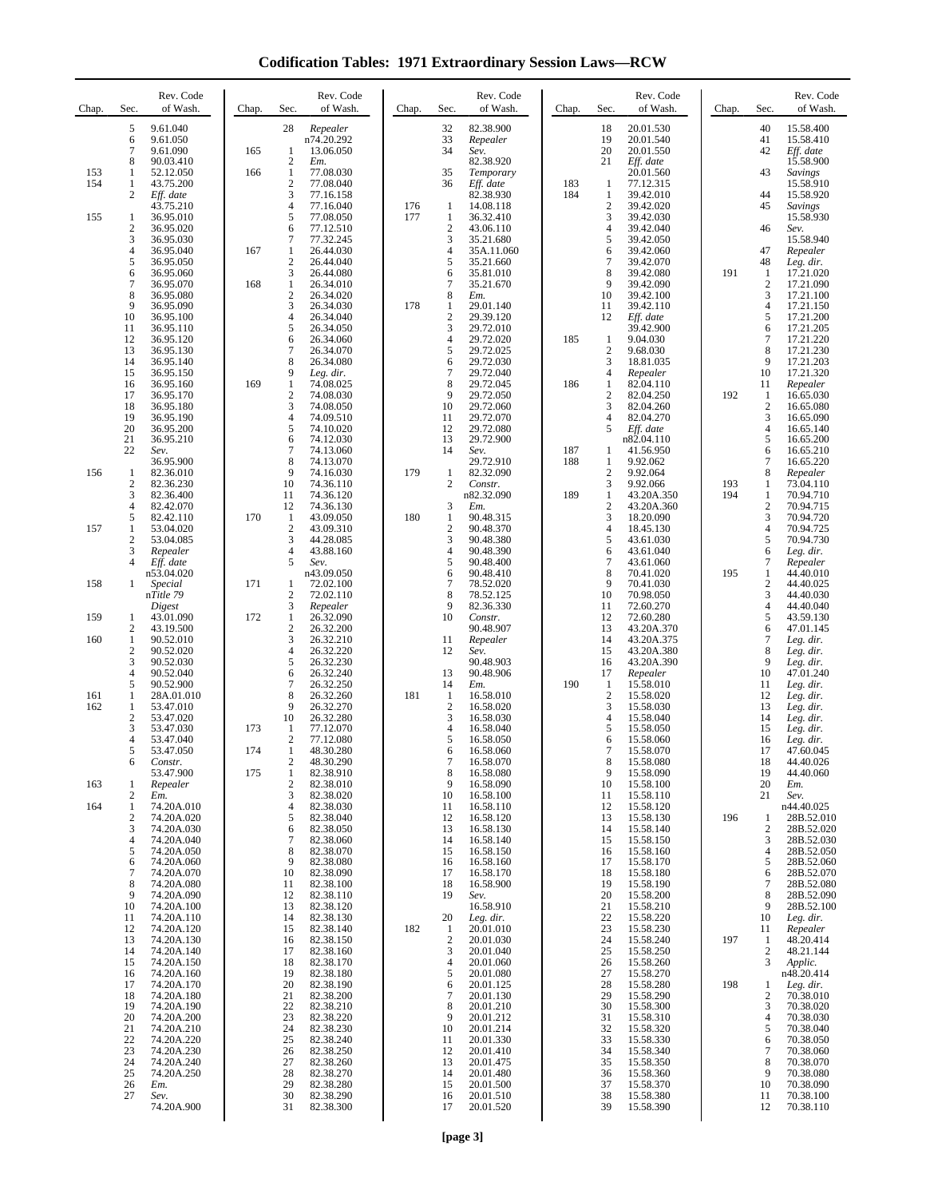# Codification Tables: 1971 Extraordinary Session Laws—RCW

| Chap. | Sec. | Rev. Code of Wash. |
|---|---|---|
| | 5 | 9.61.040 |
| | 6 | 9.61.050 |
| | 7 | 9.61.090 |
| | 8 | 90.03.410 |
| 153 | 1 | 52.12.050 |
| 154 | 1 | 43.75.200 |
| | 2 | *Eff. date* 43.75.210 |
| 155 | 1 | 36.95.010 |
| | 2 | 36.95.020 |
| | 3 | 36.95.030 |
| | 4 | 36.95.040 |
| | 5 | 36.95.050 |
| | 6 | 36.95.060 |
| | 7 | 36.95.070 |
| | 8 | 36.95.080 |
| | 9 | 36.95.090 |
| | 10 | 36.95.100 |
| | 11 | 36.95.110 |
| | 12 | 36.95.120 |
| | 13 | 36.95.130 |
| | 14 | 36.95.140 |
| | 15 | 36.95.150 |
| | 16 | 36.95.160 |
| | 17 | 36.95.170 |
| | 18 | 36.95.180 |
| | 19 | 36.95.190 |
| | 20 | 36.95.200 |
| | 21 | 36.95.210 |
| | 22 | *Sev.* 36.95.900 |
| 156 | 1 | 82.36.010 |
| | 2 | 82.36.230 |
| | 3 | 82.36.400 |
| | 4 | 82.42.070 |
| | 5 | 82.42.110 |
| 157 | 1 | 53.04.020 |
| | 2 | 53.04.085 |
| | 3 | *Repealer* |
| | 4 | *Eff. date* n53.04.020 |
| 158 | 1 | *Special* n*Title 79 Digest* |
| 159 | 1 | 43.01.090 |
| | 2 | 43.19.500 |
| 160 | 1 | 90.52.010 |
| | 2 | 90.52.020 |
| | 3 | 90.52.030 |
| | 4 | 90.52.040 |
| | 5 | 90.52.900 |
| 161 | 1 | 28A.01.010 |
| 162 | 1 | 53.47.010 |
| | 2 | 53.47.020 |
| | 3 | 53.47.030 |
| | 4 | 53.47.040 |
| | 5 | 53.47.050 |
| | 6 | *Constr.* 53.47.900 |
| 163 | 1 | *Repealer* |
| | 2 | *Em.* |
| 164 | 1 | 74.20A.010 |
| | 2 | 74.20A.020 |
| | 3 | 74.20A.030 |
| | 4 | 74.20A.040 |
| | 5 | 74.20A.050 |
| | 6 | 74.20A.060 |
| | 7 | 74.20A.070 |
| | 8 | 74.20A.080 |
| | 9 | 74.20A.090 |
| | 10 | 74.20A.100 |
| | 11 | 74.20A.110 |
| | 12 | 74.20A.120 |
| | 13 | 74.20A.130 |
| | 14 | 74.20A.140 |
| | 15 | 74.20A.150 |
| | 16 | 74.20A.160 |
| | 17 | 74.20A.170 |
| | 18 | 74.20A.180 |
| | 19 | 74.20A.190 |
| | 20 | 74.20A.200 |
| | 21 | 74.20A.210 |
| | 22 | 74.20A.220 |
| | 23 | 74.20A.230 |
| | 24 | 74.20A.240 |
| | 25 | 74.20A.250 |
| | 26 | *Em.* |
| | 27 | *Sev.* 74.20A.900 |
| | 28 | *Repealer* n74.20.292 |
| 165 | 1 | 13.06.050 |
| | 2 | *Em.* |
| 166 | 1 | 77.08.030 |
| | 2 | 77.08.040 |
| | 3 | 77.16.158 |
| | 4 | 77.16.040 |
| | 5 | 77.08.050 |
| | 6 | 77.12.510 |
| | 7 | 77.32.245 |
| 167 | 1 | 26.44.030 |
| | 2 | 26.44.040 |
| | 3 | 26.44.080 |
| 168 | 1 | 26.34.010 |
| | 2 | 26.34.020 |
| | 3 | 26.34.030 |
| | 4 | 26.34.040 |
| | 5 | 26.34.050 |
| | 6 | 26.34.060 |
| | 7 | 26.34.070 |
| | 8 | 26.34.080 |
| | 9 | *Leg. dir.* |
| 169 | 1 | 74.08.025 |
| | 2 | 74.08.030 |
| | 3 | 74.08.050 |
| | 4 | 74.09.510 |
| | 5 | 74.10.020 |
| | 6 | 74.12.030 |
| | 7 | 74.13.060 |
| | 8 | 74.13.070 |
| | 9 | 74.16.030 |
| | 10 | 74.36.110 |
| | 11 | 74.36.120 |
| | 12 | 74.36.130 |
| 170 | 1 | 43.09.050 |
| | 2 | 43.09.310 |
| | 3 | 44.28.085 |
| | 4 | 43.88.160 |
| | 5 | *Sev.* n43.09.050 |
| 171 | 1 | 72.02.100 |
| | 2 | 72.02.110 |
| | 3 | *Repealer* |
| 172 | 1 | 26.32.090 |
| | 2 | 26.32.200 |
| | 3 | 26.32.210 |
| | 4 | 26.32.220 |
| | 5 | 26.32.230 |
| | 6 | 26.32.240 |
| | 7 | 26.32.250 |
| | 8 | 26.32.260 |
| | 9 | 26.32.270 |
| | 10 | 26.32.280 |
| 173 | 1 | 77.12.070 |
| | 2 | 77.12.080 |
| 174 | 1 | 48.30.280 |
| | 2 | 48.30.290 |
| 175 | 1 | 82.38.910 |
| | 2 | 82.38.010 |
| | 3 | 82.38.020 |
| | 4 | 82.38.030 |
| | 5 | 82.38.040 |
| | 6 | 82.38.050 |
| | 7 | 82.38.060 |
| | 8 | 82.38.070 |
| | 9 | 82.38.080 |
| | 10 | 82.38.090 |
| | 11 | 82.38.100 |
| | 12 | 82.38.110 |
| | 13 | 82.38.120 |
| | 14 | 82.38.130 |
| | 15 | 82.38.140 |
| | 16 | 82.38.150 |
| | 17 | 82.38.160 |
| | 18 | 82.38.170 |
| | 19 | 82.38.180 |
| | 20 | 82.38.190 |
| | 21 | 82.38.200 |
| | 22 | 82.38.210 |
| | 23 | 82.38.220 |
| | 24 | 82.38.230 |
| | 25 | 82.38.240 |
| | 26 | 82.38.250 |
| | 27 | 82.38.260 |
| | 28 | 82.38.270 |
| | 29 | 82.38.280 |
| | 30 | 82.38.290 |
| | 31 | 82.38.300 |
| | 32 | 82.38.900 |
| | 33 | *Repealer* |
| | 34 | *Sev.* 82.38.920 |
| | 35 | *Temporary* |
| | 36 | *Eff. date* 82.38.930 |
| 176 | 1 | 14.08.118 |
| 177 | 1 | 36.32.410 |
| | 2 | 43.06.110 |
| | 3 | 35.21.680 |
| | 4 | 35A.11.060 |
| | 5 | 35.21.660 |
| | 6 | 35.81.010 |
| | 7 | 35.21.670 |
| | 8 | *Em.* |
| 178 | 1 | 29.01.140 |
| | 2 | 29.39.120 |
| | 3 | 29.72.010 |
| | 4 | 29.72.020 |
| | 5 | 29.72.025 |
| | 6 | 29.72.030 |
| | 7 | 29.72.040 |
| | 8 | 29.72.045 |
| | 9 | 29.72.050 |
| | 10 | 29.72.060 |
| | 11 | 29.72.070 |
| | 12 | 29.72.080 |
| | 13 | 29.72.900 |
| | 14 | *Sev.* 29.72.910 |
| 179 | 1 | 82.32.090 |
| | 2 | *Constr.* n82.32.090 |
| | 3 | *Em.* |
| 180 | 1 | 90.48.315 |
| | 2 | 90.48.370 |
| | 3 | 90.48.380 |
| | 4 | 90.48.390 |
| | 5 | 90.48.400 |
| | 6 | 90.48.410 |
| | 7 | 78.52.020 |
| | 8 | 78.52.125 |
| | 9 | 82.36.330 |
| | 10 | *Constr.* 90.48.907 |
| | 11 | *Repealer* |
| | 12 | *Sev.* 90.48.903 |
| | 13 | 90.48.906 |
| | 14 | *Em.* |
| 181 | 1 | 16.58.010 |
| | 2 | 16.58.020 |
| | 3 | 16.58.030 |
| | 4 | 16.58.040 |
| | 5 | 16.58.050 |
| | 6 | 16.58.060 |
| | 7 | 16.58.070 |
| | 8 | 16.58.080 |
| | 9 | 16.58.090 |
| | 10 | 16.58.100 |
| | 11 | 16.58.110 |
| | 12 | 16.58.120 |
| | 13 | 16.58.130 |
| | 14 | 16.58.140 |
| | 15 | 16.58.150 |
| | 16 | 16.58.160 |
| | 17 | 16.58.170 |
| | 18 | 16.58.900 |
| | 19 | *Sev.* 16.58.910 |
| | 20 | *Leg. dir.* |
| 182 | 1 | 20.01.010 |
| | 2 | 20.01.030 |
| | 3 | 20.01.040 |
| | 4 | 20.01.060 |
| | 5 | 20.01.080 |
| | 6 | 20.01.125 |
| | 7 | 20.01.130 |
| | 8 | 20.01.210 |
| | 9 | 20.01.212 |
| | 10 | 20.01.214 |
| | 11 | 20.01.330 |
| | 12 | 20.01.410 |
| | 13 | 20.01.475 |
| | 14 | 20.01.480 |
| | 15 | 20.01.500 |
| | 16 | 20.01.510 |
| | 17 | 20.01.520 |
| | 18 | 20.01.530 |
| | 19 | 20.01.540 |
| | 20 | 20.01.550 |
| | 21 | *Eff. date* 20.01.560 |
| 183 | 1 | 77.12.315 |
| 184 | 1 | 39.42.010 |
| | 2 | 39.42.020 |
| | 3 | 39.42.030 |
| | 4 | 39.42.040 |
| | 5 | 39.42.050 |
| | 6 | 39.42.060 |
| | 7 | 39.42.070 |
| | 8 | 39.42.080 |
| | 9 | 39.42.090 |
| | 10 | 39.42.100 |
| | 11 | 39.42.110 |
| | 12 | *Eff. date* 39.42.900 |
| 185 | 1 | 9.04.030 |
| | 2 | 9.68.030 |
| | 3 | 18.81.035 |
| | 4 | *Repealer* |
| 186 | 1 | 82.04.110 |
| | 2 | 82.04.250 |
| | 3 | 82.04.260 |
| | 4 | 82.04.270 |
| | 5 | *Eff. date* n82.04.110 |
| 187 | 1 | 41.56.950 |
| 188 | 1 | 9.92.062 |
| | 2 | 9.92.064 |
| | 3 | 9.92.066 |
| 189 | 1 | 43.20A.350 |
| | 2 | 43.20A.360 |
| | 3 | 18.20.090 |
| | 4 | 18.45.130 |
| | 5 | 43.61.030 |
| | 6 | 43.61.040 |
| | 7 | 43.61.060 |
| | 8 | 70.41.020 |
| | 9 | 70.41.030 |
| | 10 | 70.98.050 |
| | 11 | 72.60.270 |
| | 12 | 72.60.280 |
| | 13 | 43.20A.370 |
| | 14 | 43.20A.375 |
| | 15 | 43.20A.380 |
| | 16 | 43.20A.390 |
| | 17 | *Repealer* |
| 190 | 1 | 15.58.010 |
| | 2 | 15.58.020 |
| | 3 | 15.58.030 |
| | 4 | 15.58.040 |
| | 5 | 15.58.050 |
| | 6 | 15.58.060 |
| | 7 | 15.58.070 |
| | 8 | 15.58.080 |
| | 9 | 15.58.090 |
| | 10 | 15.58.100 |
| | 11 | 15.58.110 |
| | 12 | 15.58.120 |
| | 13 | 15.58.130 |
| | 14 | 15.58.140 |
| | 15 | 15.58.150 |
| | 16 | 15.58.160 |
| | 17 | 15.58.170 |
| | 18 | 15.58.180 |
| | 19 | 15.58.190 |
| | 20 | 15.58.200 |
| | 21 | 15.58.210 |
| | 22 | 15.58.220 |
| | 23 | 15.58.230 |
| | 24 | 15.58.240 |
| | 25 | 15.58.250 |
| | 26 | 15.58.260 |
| | 27 | 15.58.270 |
| | 28 | 15.58.280 |
| | 29 | 15.58.290 |
| | 30 | 15.58.300 |
| | 31 | 15.58.310 |
| | 32 | 15.58.320 |
| | 33 | 15.58.330 |
| | 34 | 15.58.340 |
| | 35 | 15.58.350 |
| | 36 | 15.58.360 |
| | 37 | 15.58.370 |
| | 38 | 15.58.380 |
| | 39 | 15.58.390 |
| | 40 | 15.58.400 |
| | 41 | 15.58.410 |
| | 42 | *Eff. date* 15.58.900 |
| | 43 | *Savings* 15.58.910 |
| | 44 | 15.58.920 |
| | 45 | *Savings* 15.58.930 |
| | 46 | *Sev.* 15.58.940 |
| | 47 | *Repealer* |
| | 48 | *Leg. dir.* |
| 191 | 1 | 17.21.020 |
| | 2 | 17.21.090 |
| | 3 | 17.21.100 |
| | 4 | 17.21.150 |
| | 5 | 17.21.200 |
| | 6 | 17.21.205 |
| | 7 | 17.21.220 |
| | 8 | 17.21.230 |
| | 9 | 17.21.203 |
| | 10 | 17.21.320 |
| | 11 | *Repealer* |
| 192 | 1 | 16.65.030 |
| | 2 | 16.65.080 |
| | 3 | 16.65.090 |
| | 4 | 16.65.140 |
| | 5 | 16.65.200 |
| | 6 | 16.65.210 |
| | 7 | 16.65.220 |
| | 8 | *Repealer* |
| 193 | 1 | 73.04.110 |
| 194 | 1 | 70.94.710 |
| | 2 | 70.94.715 |
| | 3 | 70.94.720 |
| | 4 | 70.94.725 |
| | 5 | 70.94.730 |
| | 6 | *Leg. dir.* |
| | 7 | *Repealer* |
| 195 | 1 | 44.40.010 |
| | 2 | 44.40.025 |
| | 3 | 44.40.030 |
| | 4 | 44.40.040 |
| | 5 | 43.59.130 |
| | 6 | 47.01.145 |
| | 7 | *Leg. dir.* |
| | 8 | *Leg. dir.* |
| | 9 | *Leg. dir.* |
| | 10 | 47.01.240 |
| | 11 | *Leg. dir.* |
| | 12 | *Leg. dir.* |
| | 13 | *Leg. dir.* |
| | 14 | *Leg. dir.* |
| | 15 | *Leg. dir.* |
| | 16 | *Leg. dir.* |
| | 17 | 47.60.045 |
| | 18 | 44.40.026 |
| | 19 | 44.40.060 |
| | 20 | *Em.* |
| | 21 | *Sev.* n44.40.025 |
| 196 | 1 | 28B.52.010 |
| | 2 | 28B.52.020 |
| | 3 | 28B.52.030 |
| | 4 | 28B.52.050 |
| | 5 | 28B.52.060 |
| | 6 | 28B.52.070 |
| | 7 | 28B.52.080 |
| | 8 | 28B.52.090 |
| | 9 | 28B.52.100 |
| | 10 | *Leg. dir.* |
| | 11 | *Repealer* |
| 197 | 1 | 48.20.414 |
| | 2 | 48.21.144 |
| | 3 | *Applic.* n48.20.414 |
| 198 | 1 | *Leg. dir.* |
| | 2 | 70.38.010 |
| | 3 | 70.38.020 |
| | 4 | 70.38.030 |
| | 5 | 70.38.040 |
| | 6 | 70.38.050 |
| | 7 | 70.38.060 |
| | 8 | 70.38.070 |
| | 9 | 70.38.080 |
| | 10 | 70.38.090 |
| | 11 | 70.38.100 |
| | 12 | 70.38.110 |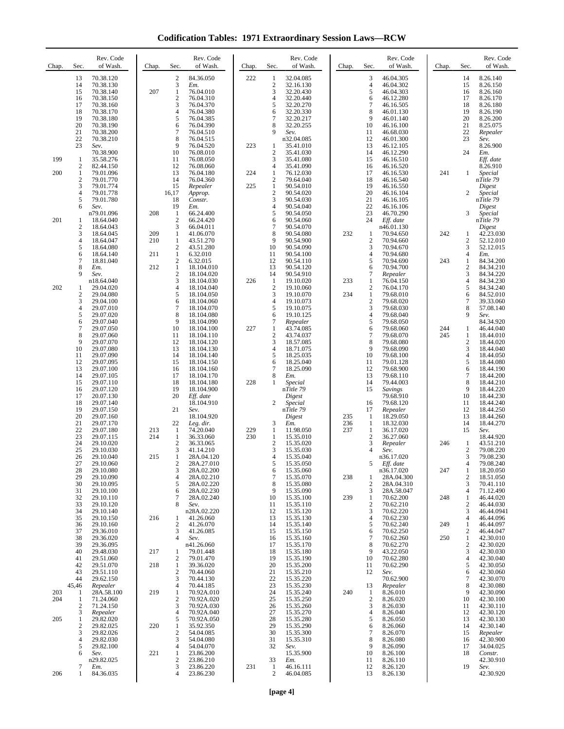# Codification Tables: 1971 Extraordinary Session Laws—RCW

| Chap. | Sec. | Rev. Code of Wash. |
|---|---|---|
| | 13 | 70.38.120 |
| | 14 | 70.38.130 |
| | 15 | 70.38.140 |
| | 16 | 70.38.150 |
| | 17 | 70.38.160 |
| | 18 | 70.38.170 |
| | 19 | 70.38.180 |
| | 20 | 70.38.190 |
| | 21 | 70.38.200 |
| | 22 | 70.38.210 |
| | 23 | *Sev.* 70.38.900 |
| 199 | 1 | 35.58.276 |
| | 2 | 82.44.150 |
| 200 | 1 | 79.01.096 |
| | 2 | 79.01.770 |
| | 3 | 79.01.774 |
| | 4 | 79.01.778 |
| | 5 | 79.01.780 |
| | 6 | *Sev.* n79.01.096 |
| 201 | 1 | 18.64.040 |
| | 2 | 18.64.043 |
| | 3 | 18.64.045 |
| | 4 | 18.64.047 |
| | 5 | 18.64.080 |
| | 6 | 18.64.140 |
| | 7 | 18.81.040 |
| | 8 | *Em.* |
| | 9 | *Sev.* n18.64.040 |
| 202 | 1 | 29.04.020 |
| | 2 | 29.04.080 |
| | 3 | 29.04.100 |
| | 4 | 29.07.010 |
| | 5 | 29.07.020 |
| | 6 | 29.07.040 |
| | 7 | 29.07.050 |
| | 8 | 29.07.060 |
| | 9 | 29.07.070 |
| | 10 | 29.07.080 |
| | 11 | 29.07.090 |
| | 12 | 29.07.095 |
| | 13 | 29.07.100 |
| | 14 | 29.07.105 |
| | 15 | 29.07.110 |
| | 16 | 29.07.120 |
| | 17 | 20.07.130 |
| | 18 | 29.07.140 |
| | 19 | 29.07.150 |
| | 20 | 29.07.160 |
| | 21 | 29.07.170 |
| | 22 | 29.07.180 |
| | 23 | 29.07.115 |
| | 24 | 29.10.020 |
| | 25 | 29.10.030 |
| | 26 | 29.10.040 |
| | 27 | 29.10.060 |
| | 28 | 29.10.080 |
| | 29 | 29.10.090 |
| | 30 | 29.10.095 |
| | 31 | 29.10.100 |
| | 32 | 29.10.110 |
| | 33 | 29.10.120 |
| | 34 | 29.10.140 |
| | 35 | 29.10.150 |
| | 36 | 29.10.160 |
| | 37 | 29.36.010 |
| | 38 | 29.36.020 |
| | 39 | 29.36.095 |
| | 40 | 29.48.030 |
| | 41 | 29.51.060 |
| | 42 | 29.51.070 |
| | 43 | 29.51.110 |
| | 44 | 29.62.150 |
| | 45,46 | *Repealer* |
| 203 | 1 | 28A.58.100 |
| 204 | 1 | 71.24.060 |
| | 2 | 71.24.150 |
| | 3 | *Repealer* |
| 205 | 1 | 29.82.020 |
| | 2 | 29.82.025 |
| | 3 | 29.82.026 |
| | 4 | 29.82.030 |
| | 5 | 29.82.100 |
| | 6 | *Sev.* n29.82.025 |
| | 7 | *Em.* |
| 206 | 1 | 84.36.035 |
| | 2 | 84.36.050 |
| | 3 | *Em.* |
| 207 | 1 | 76.04.010 |
| | 2 | 76.04.310 |
| | 3 | 76.04.370 |
| | 4 | 76.04.380 |
| | 5 | 76.04.385 |
| | 6 | 76.04.390 |
| | 7 | 76.04.510 |
| | 8 | 76.04.515 |
| | 9 | 76.04.520 |
| | 10 | 76.08.010 |
| | 11 | 76.08.050 |
| | 12 | 76.08.060 |
| | 13 | 76.04.180 |
| | 14 | 76.04.360 |
| | 15 | *Repealer* |
| | 16,17 | *Approp.* |
| | 18 | *Constr.* |
| | 19 | *Em.* |
| 208 | 1 | 66.24.400 |
| | 2 | 66.24.420 |
| | 3 | 66.04.011 |
| 209 | 1 | 41.06.070 |
| 210 | 1 | 43.51.270 |
| | 2 | 43.51.280 |
| 211 | 1 | 6.32.010 |
| | 2 | 6.32.015 |
| 212 | 1 | 18.104.010 |
| | 2 | 18.104.020 |
| | 3 | 18.104.030 |
| | 4 | 18.104.040 |
| | 5 | 18.104.050 |
| | 6 | 18.104.060 |
| | 7 | 18.104.070 |
| | 8 | 18.104.080 |
| | 9 | 18.104.090 |
| | 10 | 18.104.100 |
| | 11 | 18.104.110 |
| | 12 | 18.104.120 |
| | 13 | 18.104.130 |
| | 14 | 18.104.140 |
| | 15 | 18.104.150 |
| | 16 | 18.104.160 |
| | 17 | 18.104.170 |
| | 18 | 18.104.180 |
| | 19 | 18.104.900 |
| | 20 | *Eff. date* 18.104.910 |
| | 21 | *Sev.* 18.104.920 |
| | 22 | *Leg. dir.* |
| 213 | 1 | 74.20.040 |
| 214 | 1 | 36.33.060 |
| | 2 | 36.33.065 |
| | 3 | 41.14.210 |
| 215 | 1 | 28A.04.120 |
| | 2 | 28A.27.010 |
| | 3 | 28A.02.200 |
| | 4 | 28A.02.210 |
| | 5 | 28A.02.220 |
| | 6 | 28A.02.230 |
| | 7 | 28A.02.240 |
| | 8 | *Sev.* n28A.02.220 |
| 216 | 1 | 41.26.060 |
| | 2 | 41.26.070 |
| | 3 | 41.26.085 |
| | 4 | *Sev.* n41.26.060 |
| 217 | 1 | 79.01.448 |
| | 2 | 79.01.470 |
| 218 | 1 | 39.36.020 |
| | 2 | 70.44.060 |
| | 3 | 70.44.130 |
| | 4 | 70.44.185 |
| 219 | 1 | 70.92A.010 |
| | 2 | 70.92A.020 |
| | 3 | 70.92A.030 |
| | 4 | 70.92A.040 |
| | 5 | 70.92A.050 |
| 220 | 1 | 35.92.350 |
| | 2 | 54.04.085 |
| | 3 | 54.04.080 |
| | 4 | 54.04.070 |
| 221 | 1 | 23.86.200 |
| | 2 | 23.86.210 |
| | 3 | 23.86.220 |
| | 4 | 23.86.230 |
| 222 | 1 | 32.04.085 |
| | 2 | 32.16.130 |
| | 3 | 32.20.430 |
| | 4 | 32.20.440 |
| | 5 | 32.20.270 |
| | 6 | 32.20.330 |
| | 7 | 32.20.217 |
| | 8 | 32.20.255 |
| | 9 | *Sev.* n32.04.085 |
| 223 | 1 | 35.41.010 |
| | 2 | 35.41.030 |
| | 3 | 35.41.080 |
| | 4 | 35.41.090 |
| 224 | 1 | 76.12.030 |
| | 2 | 79.64.040 |
| 225 | 1 | 90.54.010 |
| | 2 | 90.54.020 |
| | 3 | 90.54.030 |
| | 4 | 90.54.040 |
| | 5 | 90.54.050 |
| | 6 | 90.54.060 |
| | 7 | 90.54.070 |
| | 8 | 90.54.080 |
| | 9 | 90.54.900 |
| | 10 | 90.54.090 |
| | 11 | 90.54.100 |
| | 12 | 90.54.110 |
| | 13 | 90.54.120 |
| | 14 | 90.54.910 |
| 226 | 1 | 19.10.020 |
| | 2 | 19.10.060 |
| | 3 | 19.10.070 |
| | 4 | 19.10.073 |
| | 5 | 19.10.075 |
| | 6 | 19.10.125 |
| | 7 | *Repealer* |
| 227 | 1 | 43.74.085 |
| | 2 | 43.74.037 |
| | 3 | 18.57.085 |
| | 4 | 18.71.075 |
| | 5 | 18.25.035 |
| | 6 | 18.25.040 |
| | 7 | 18.25.090 |
| | 8 | *Em.* |
| 228 | 1 | *Special* n*Title 79 Digest* |
| | 2 | *Special* n*Title 79 Digest* |
| | 3 | *Em.* |
| 229 | 1 | 11.98.050 |
| 230 | 1 | 15.35.010 |
| | 2 | 15.35.020 |
| | 3 | 15.35.030 |
| | 4 | 15.35.040 |
| | 5 | 15.35.050 |
| | 6 | 15.35.060 |
| | 7 | 15.35.070 |
| | 8 | 15.35.080 |
| | 9 | 15.35.090 |
| | 10 | 15.35.100 |
| | 11 | 15.35.110 |
| | 12 | 15.35.120 |
| | 13 | 15.35.130 |
| | 14 | 15.35.140 |
| | 15 | 15.35.150 |
| | 16 | 15.35.160 |
| | 17 | 15.35.170 |
| | 18 | 15.35.180 |
| | 19 | 15.35.190 |
| | 20 | 15.35.200 |
| | 21 | 15.35.210 |
| | 22 | 15.35.220 |
| | 23 | 15.35.230 |
| | 24 | 15.35.240 |
| | 25 | 15.35.250 |
| | 26 | 15.35.260 |
| | 27 | 15.35.270 |
| | 28 | 15.35.280 |
| | 29 | 15.35.290 |
| | 30 | 15.35.300 |
| | 31 | 15.35.310 |
| | 32 | *Sev.* 15.35.900 |
| | 33 | *Em.* |
| 231 | 1 | 46.16.111 |
| | 2 | 46.04.085 |
| | 3 | 46.04.305 |
| | 4 | 46.04.302 |
| | 5 | 46.04.303 |
| | 6 | 46.12.280 |
| | 7 | 46.16.505 |
| | 8 | 46.01.130 |
| | 9 | 46.01.140 |
| | 10 | 46.16.100 |
| | 11 | 46.68.030 |
| | 12 | 46.01.300 |
| | 13 | 46.12.105 |
| | 14 | 46.12.290 |
| | 15 | 46.16.510 |
| | 16 | 46.16.520 |
| | 17 | 46.16.530 |
| | 18 | 46.16.540 |
| | 19 | 46.16.550 |
| | 20 | 46.16.104 |
| | 21 | 46.16.105 |
| | 22 | 46.16.106 |
| | 23 | 46.70.290 |
| | 24 | *Eff. date* n46.01.130 |
| 232 | 1 | 70.94.650 |
| | 2 | 70.94.660 |
| | 3 | 70.94.670 |
| | 4 | 70.94.680 |
| | 5 | 70.94.690 |
| | 6 | 70.94.700 |
| | 7 | *Repealer* |
| 233 | 1 | 76.04.150 |
| | 2 | 76.04.170 |
| 234 | 1 | 79.68.010 |
| | 2 | 79.68.020 |
| | 3 | 79.68.030 |
| | 4 | 79.68.040 |
| | 5 | 79.68.050 |
| | 6 | 79.68.060 |
| | 7 | 79.68.070 |
| | 8 | 79.68.080 |
| | 9 | 79.68.090 |
| | 10 | 79.68.100 |
| | 11 | 79.01.128 |
| | 12 | 79.68.900 |
| | 13 | 79.68.110 |
| | 14 | 79.44.003 |
| | 15 | *Savings* 79.68.910 |
| | 16 | 79.68.120 |
| | 17 | *Repealer* |
| 235 | 1 | 18.29.050 |
| 236 | 1 | 18.32.030 |
| 237 | 1 | 36.17.020 |
| | 2 | 36.27.060 |
| | 3 | *Repealer* |
| | 4 | *Sev.* n36.17.020 |
| | 5 | *Eff. date* n36.17.020 |
| 238 | 1 | 28A.04.300 |
| | 2 | 28A.04.310 |
| | 3 | 28A.58.047 |
| 239 | 1 | 70.62.200 |
| | 2 | 70.62.210 |
| | 3 | 70.62.220 |
| | 4 | 70.62.230 |
| | 5 | 70.62.240 |
| | 6 | 70.62.250 |
| | 7 | 70.62.260 |
| | 8 | 70.62.270 |
| | 9 | 43.22.050 |
| | 10 | 70.62.280 |
| | 11 | 70.62.290 |
| | 12 | *Sev.* 70.62.900 |
| | 13 | *Repealer* |
| 240 | 1 | 8.26.010 |
| | 2 | 8.26.020 |
| | 3 | 8.26.030 |
| | 4 | 8.26.040 |
| | 5 | 8.26.050 |
| | 6 | 8.26.060 |
| | 7 | 8.26.070 |
| | 8 | 8.26.080 |
| | 9 | 8.26.090 |
| | 10 | 8.26.100 |
| | 11 | 8.26.110 |
| | 12 | 8.26.120 |
| | 13 | 8.26.130 |
| | 14 | 8.26.140 |
| | 15 | 8.26.150 |
| | 16 | 8.26.160 |
| | 17 | 8.26.170 |
| | 18 | 8.26.180 |
| | 19 | 8.26.190 |
| | 20 | 8.26.200 |
| | 21 | 8.25.075 |
| | 22 | *Repealer* |
| | 23 | *Sev.* 8.26.900 |
| | 24 | *Em. Eff. date* 8.26.910 |
| 241 | 1 | *Special* n*Title 79 Digest* |
| | 2 | *Special* n*Title 79 Digest* |
| | 3 | *Special* n*Title 79 Digest* |
| 242 | 1 | 42.23.030 |
| | 2 | 52.12.010 |
| | 3 | 52.12.015 |
| | 4 | *Em.* |
| 243 | 1 | 84.34.200 |
| | 2 | 84.34.210 |
| | 3 | 84.34.220 |
| | 4 | 84.34.230 |
| | 5 | 84.34.240 |
| | 6 | 84.52.010 |
| | 7 | 39.33.060 |
| | 8 | 57.08.140 |
| | 9 | *Sev.* 84.34.920 |
| 244 | 1 | 46.44.040 |
| 245 | 1 | 18.44.010 |
| | 2 | 18.44.020 |
| | 3 | 18.44.040 |
| | 4 | 18.44.050 |
| | 5 | 18.44.080 |
| | 6 | 18.44.190 |
| | 7 | 18.44.200 |
| | 8 | 18.44.210 |
| | 9 | 18.44.220 |
| | 10 | 18.44.230 |
| | 11 | 18.44.240 |
| | 12 | 18.44.250 |
| | 13 | 18.44.260 |
| | 14 | 18.44.270 |
| | 15 | *Sev.* 18.44.920 |
| 246 | 1 | 43.51.210 |
| | 2 | 79.08.220 |
| | 3 | 79.08.230 |
| | 4 | 79.08.240 |
| 247 | 1 | 18.20.050 |
| | 2 | 18.51.050 |
| | 3 | 70.41.110 |
| | 4 | 71.12.490 |
| 248 | 1 | 46.44.020 |
| | 2 | 46.44.030 |
| | 3 | 46.44.0941 |
| | 4 | 46.44.096 |
| 249 | 1 | 46.44.097 |
| | 2 | 46.44.047 |
| 250 | 1 | 42.30.010 |
| | 2 | 42.30.020 |
| | 3 | 42.30.030 |
| | 4 | 42.30.040 |
| | 5 | 42.30.050 |
| | 6 | 42.30.060 |
| | 7 | 42.30.070 |
| | 8 | 42.30.080 |
| | 9 | 42.30.090 |
| | 10 | 42.30.100 |
| | 11 | 42.30.110 |
| | 12 | 42.30.120 |
| | 13 | 42.30.130 |
| | 14 | 42.30.140 |
| | 15 | *Repealer* |
| | 16 | 42.30.900 |
| | 17 | 34.04.025 |
| | 18 | *Constr.* 42.30.910 |
| | 19 | *Sev.* 42.30.920 |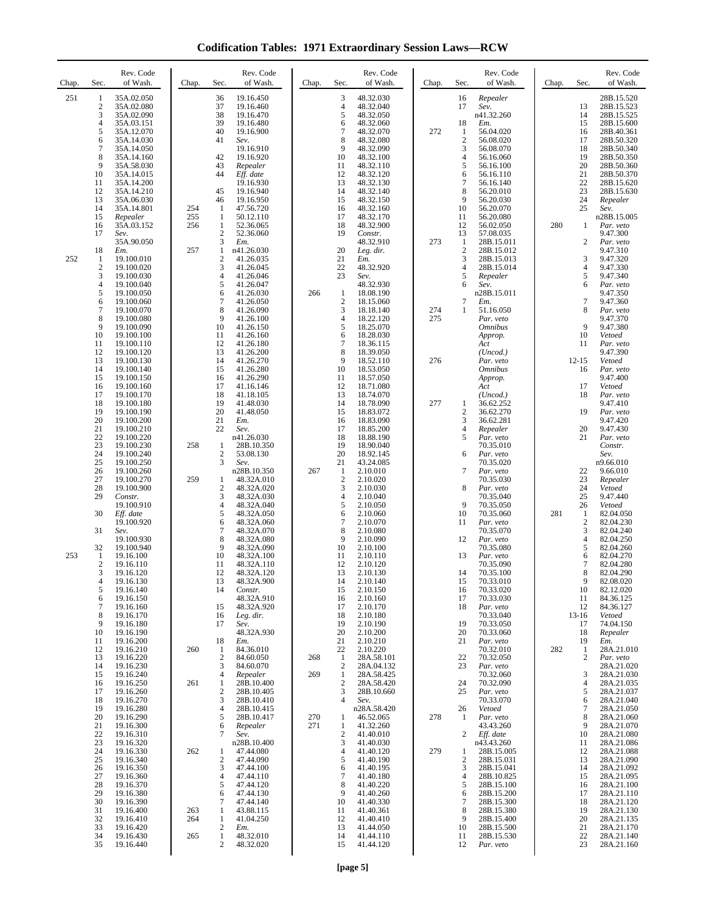# Codification Tables: 1971 Extraordinary Session Laws—RCW

| Chap. | Sec. | Rev. Code of Wash. |
|---|---|---|
| 251 | 1 | 35A.02.050 |
| | 2 | 35A.02.080 |
| | 3 | 35A.02.090 |
| | 4 | 35A.03.151 |
| | 5 | 35A.12.070 |
| | 6 | 35A.14.030 |
| | 7 | 35A.14.050 |
| | 8 | 35A.14.160 |
| | 9 | 35A.58.030 |
| | 10 | 35A.14.015 |
| | 11 | 35A.14.200 |
| | 12 | 35A.14.210 |
| | 13 | 35A.06.030 |
| | 14 | 35A.14.801 |
| | 15 | *Repealer* |
| | 16 | 35A.03.152 |
| | 17 | *Sev.* 35A.90.050 |
| | 18 | *Em.* |
| 252 | 1 | 19.100.010 |
| | 2 | 19.100.020 |
| | 3 | 19.100.030 |
| | 4 | 19.100.040 |
| | 5 | 19.100.050 |
| | 6 | 19.100.060 |
| | 7 | 19.100.070 |
| | 8 | 19.100.080 |
| | 9 | 19.100.090 |
| | 10 | 19.100.100 |
| | 11 | 19.100.110 |
| | 12 | 19.100.120 |
| | 13 | 19.100.130 |
| | 14 | 19.100.140 |
| | 15 | 19.100.150 |
| | 16 | 19.100.160 |
| | 17 | 19.100.170 |
| | 18 | 19.100.180 |
| | 19 | 19.100.190 |
| | 20 | 19.100.200 |
| | 21 | 19.100.210 |
| | 22 | 19.100.220 |
| | 23 | 19.100.230 |
| | 24 | 19.100.240 |
| | 25 | 19.100.250 |
| | 26 | 19.100.260 |
| | 27 | 19.100.270 |
| | 28 | 19.100.900 |
| | 29 | *Constr.* 19.100.910 |
| | 30 | *Eff. date* 19.100.920 |
| | 31 | *Sev.* 19.100.930 |
| | 32 | 19.100.940 |
| 253 | 1 | 19.16.100 |
| | 2 | 19.16.110 |
| | 3 | 19.16.120 |
| | 4 | 19.16.130 |
| | 5 | 19.16.140 |
| | 6 | 19.16.150 |
| | 7 | 19.16.160 |
| | 8 | 19.16.170 |
| | 9 | 19.16.180 |
| | 10 | 19.16.190 |
| | 11 | 19.16.200 |
| | 12 | 19.16.210 |
| | 13 | 19.16.220 |
| | 14 | 19.16.230 |
| | 15 | 19.16.240 |
| | 16 | 19.16.250 |
| | 17 | 19.16.260 |
| | 18 | 19.16.270 |
| | 19 | 19.16.280 |
| | 20 | 19.16.290 |
| | 21 | 19.16.300 |
| | 22 | 19.16.310 |
| | 23 | 19.16.320 |
| | 24 | 19.16.330 |
| | 25 | 19.16.340 |
| | 26 | 19.16.350 |
| | 27 | 19.16.360 |
| | 28 | 19.16.370 |
| | 29 | 19.16.380 |
| | 30 | 19.16.390 |
| | 31 | 19.16.400 |
| | 32 | 19.16.410 |
| | 33 | 19.16.420 |
| | 34 | 19.16.430 |
| | 35 | 19.16.440 |
| | 36 | 19.16.450 |
| | 37 | 19.16.460 |
| | 38 | 19.16.470 |
| | 39 | 19.16.480 |
| | 40 | 19.16.900 |
| | 41 | *Sev.* 19.16.910 |
| | 42 | 19.16.920 |
| | 43 | *Repealer* |
| | 44 | *Eff. date* 19.16.930 |
| | 45 | 19.16.940 |
| | 46 | 19.16.950 |
| 254 | 1 | 47.56.720 |
| 255 | 1 | 50.12.110 |
| 256 | 1 | 52.36.065 |
| | 2 | 52.36.060 |
| | 3 | *Em.* |
| 257 | 1 | n41.26.030 |
| | 2 | 41.26.035 |
| | 3 | 41.26.045 |
| | 4 | 41.26.046 |
| | 5 | 41.26.047 |
| | 6 | 41.26.030 |
| | 7 | 41.26.050 |
| | 8 | 41.26.090 |
| | 9 | 41.26.100 |
| | 10 | 41.26.150 |
| | 11 | 41.26.160 |
| | 12 | 41.26.180 |
| | 13 | 41.26.200 |
| | 14 | 41.26.270 |
| | 15 | 41.26.280 |
| | 16 | 41.26.290 |
| | 17 | 41.16.146 |
| | 18 | 41.18.105 |
| | 19 | 41.48.030 |
| | 20 | 41.48.050 |
| | 21 | *Em.* |
| | 22 | *Sev.* n41.26.030 |
| 258 | 1 | 28B.10.350 |
| | 2 | 53.08.130 |
| | 3 | *Sev.* n28B.10.350 |
| 259 | 1 | 48.32A.010 |
| | 2 | 48.32A.020 |
| | 3 | 48.32A.030 |
| | 4 | 48.32A.040 |
| | 5 | 48.32A.050 |
| | 6 | 48.32A.060 |
| | 7 | 48.32A.070 |
| | 8 | 48.32A.080 |
| | 9 | 48.32A.090 |
| | 10 | 48.32A.100 |
| | 11 | 48.32A.110 |
| | 12 | 48.32A.120 |
| | 13 | 48.32A.900 |
| | 14 | *Constr.* 48.32A.910 |
| | 15 | 48.32A.920 |
| | 16 | *Leg. dir.* |
| | 17 | *Sev.* 48.32A.930 |
| | 18 | *Em.* |
| 260 | 1 | 84.36.010 |
| | 2 | 84.60.050 |
| | 3 | 84.60.070 |
| | 4 | *Repealer* |
| 261 | 1 | 28B.10.400 |
| | 2 | 28B.10.405 |
| | 3 | 28B.10.410 |
| | 4 | 28B.10.415 |
| | 5 | 28B.10.417 |
| | 6 | *Repealer* |
| | 7 | *Sev.* n28B.10.400 |
| 262 | 1 | 47.44.080 |
| | 2 | 47.44.090 |
| | 3 | 47.44.100 |
| | 4 | 47.44.110 |
| | 5 | 47.44.120 |
| | 6 | 47.44.130 |
| | 7 | 47.44.140 |
| 263 | 1 | 43.88.115 |
| 264 | 1 | 41.04.250 |
| | 2 | *Em.* |
| 265 | 1 | 48.32.010 |
| | 2 | 48.32.020 |
| | 3 | 48.32.030 |
| | 4 | 48.32.040 |
| | 5 | 48.32.050 |
| | 6 | 48.32.060 |
| | 7 | 48.32.070 |
| | 8 | 48.32.080 |
| | 9 | 48.32.090 |
| | 10 | 48.32.100 |
| | 11 | 48.32.110 |
| | 12 | 48.32.120 |
| | 13 | 48.32.130 |
| | 14 | 48.32.140 |
| | 15 | 48.32.150 |
| | 16 | 48.32.160 |
| | 17 | 48.32.170 |
| | 18 | 48.32.900 |
| | 19 | *Constr.* 48.32.910 |
| | 20 | *Leg. dir.* |
| | 21 | *Em.* |
| | 22 | 48.32.920 |
| | 23 | *Sev.* 48.32.930 |
| 266 | 1 | 18.08.190 |
| | 2 | 18.15.060 |
| | 3 | 18.18.140 |
| | 4 | 18.22.120 |
| | 5 | 18.25.070 |
| | 6 | 18.28.030 |
| | 7 | 18.36.115 |
| | 8 | 18.39.050 |
| | 9 | 18.52.110 |
| | 10 | 18.53.050 |
| | 11 | 18.57.050 |
| | 12 | 18.71.080 |
| | 13 | 18.74.070 |
| | 14 | 18.78.090 |
| | 15 | 18.83.072 |
| | 16 | 18.83.090 |
| | 17 | 18.85.200 |
| | 18 | 18.88.190 |
| | 19 | 18.90.040 |
| | 20 | 18.92.145 |
| | 21 | 43.24.085 |
| 267 | 1 | 2.10.010 |
| | 2 | 2.10.020 |
| | 3 | 2.10.030 |
| | 4 | 2.10.040 |
| | 5 | 2.10.050 |
| | 6 | 2.10.060 |
| | 7 | 2.10.070 |
| | 8 | 2.10.080 |
| | 9 | 2.10.090 |
| | 10 | 2.10.100 |
| | 11 | 2.10.110 |
| | 12 | 2.10.120 |
| | 13 | 2.10.130 |
| | 14 | 2.10.140 |
| | 15 | 2.10.150 |
| | 16 | 2.10.160 |
| | 17 | 2.10.170 |
| | 18 | 2.10.180 |
| | 19 | 2.10.190 |
| | 20 | 2.10.200 |
| | 21 | 2.10.210 |
| | 22 | 2.10.220 |
| 268 | 1 | 28A.58.101 |
| | 2 | 28A.04.132 |
| 269 | 1 | 28A.58.425 |
| | 2 | 28A.58.420 |
| | 3 | 28B.10.660 |
| | 4 | *Sev.* n28A.58.420 |
| 270 | 1 | 46.52.065 |
| 271 | 1 | 41.32.260 |
| | 2 | 41.40.010 |
| | 3 | 41.40.030 |
| | 4 | 41.40.120 |
| | 5 | 41.40.190 |
| | 6 | 41.40.195 |
| | 7 | 41.40.180 |
| | 8 | 41.40.220 |
| | 9 | 41.40.260 |
| | 10 | 41.40.330 |
| | 11 | 41.40.361 |
| | 12 | 41.40.410 |
| | 13 | 41.44.050 |
| | 14 | 41.44.110 |
| | 15 | 41.44.120 |
| | 16 | *Repealer* |
| | 17 | *Sev.* n41.32.260 |
| | 18 | *Em.* |
| 272 | 1 | 56.04.020 |
| | 2 | 56.08.020 |
| | 3 | 56.08.070 |
| | 4 | 56.16.060 |
| | 5 | 56.16.100 |
| | 6 | 56.16.110 |
| | 7 | 56.16.140 |
| | 8 | 56.20.010 |
| | 9 | 56.20.030 |
| | 10 | 56.20.070 |
| | 11 | 56.20.080 |
| | 12 | 56.02.050 |
| | 13 | 57.08.035 |
| 273 | 1 | 28B.15.011 |
| | 2 | 28B.15.012 |
| | 3 | 28B.15.013 |
| | 4 | 28B.15.014 |
| | 5 | *Repealer* |
| | 6 | *Sev.* n28B.15.011 |
| | 7 | *Em.* |
| 274 | 1 | 51.16.050 |
| 275 | | *Par. veto Omnibus Approp. Act (Uncod.)* |
| 276 | | *Par. veto Omnibus Approp. Act (Uncod.)* |
| 277 | 1 | 36.62.252 |
| | 2 | 36.62.270 |
| | 3 | 36.62.281 |
| | 4 | *Repealer* |
| | 5 | *Par. veto* 70.35.010 |
| | 6 | *Par. veto* 70.35.020 |
| | 7 | *Par. veto* 70.35.030 |
| | 8 | *Par. veto* 70.35.040 |
| | 9 | 70.35.050 |
| | 10 | 70.35.060 |
| | 11 | *Par. veto* 70.35.070 |
| | 12 | *Par. veto* 70.35.080 |
| | 13 | *Par. veto* 70.35.090 |
| | 14 | 70.35.100 |
| | 15 | 70.33.010 |
| | 16 | 70.33.020 |
| | 17 | 70.33.030 |
| | 18 | *Par. veto* 70.33.040 |
| | 19 | 70.33.050 |
| | 20 | 70.33.060 |
| | 21 | *Par. veto* 70.32.010 |
| | 22 | 70.32.050 |
| | 23 | *Par. veto* 70.32.060 |
| | 24 | 70.32.090 |
| | 25 | *Par. veto* 70.33.070 |
| | 26 | *Vetoed* |
| 278 | 1 | *Par. veto* 43.43.260 |
| | 2 | *Eff. date* n43.43.260 |
| 279 | 1 | 28B.15.005 |
| | 2 | 28B.15.031 |
| | 3 | 28B.15.041 |
| | 4 | 28B.10.825 |
| | 5 | 28B.15.100 |
| | 6 | 28B.15.200 |
| | 7 | 28B.15.300 |
| | 8 | 28B.15.380 |
| | 9 | 28B.15.400 |
| | 10 | 28B.15.500 |
| | 11 | 28B.15.530 |
| | 12 | *Par. veto* 28B.15.520 |
| | 13 | 28B.15.523 |
| | 14 | 28B.15.525 |
| | 15 | 28B.15.600 |
| | 16 | 28B.40.361 |
| | 17 | 28B.50.320 |
| | 18 | 28B.50.340 |
| | 19 | 28B.50.350 |
| | 20 | 28B.50.360 |
| | 21 | 28B.50.370 |
| | 22 | 28B.15.620 |
| | 23 | 28B.15.630 |
| | 24 | *Repealer* |
| | 25 | *Sev.* n28B.15.005 |
| 280 | 1 | *Par. veto* 9.47.300 |
| | 2 | *Par. veto* 9.47.310 |
| | 3 | 9.47.320 |
| | 4 | 9.47.330 |
| | 5 | 9.47.340 |
| | 6 | *Par. veto* 9.47.350 |
| | 7 | 9.47.360 |
| | 8 | *Par. veto* 9.47.370 |
| | 9 | 9.47.380 |
| | 10 | *Vetoed* |
| | 11 | *Par. veto* 9.47.390 |
| | 12-15 | *Vetoed* |
| | 16 | *Par. veto* 9.47.400 |
| | 17 | *Vetoed* |
| | 18 | *Par. veto* 9.47.410 |
| | 19 | *Par. veto* 9.47.420 |
| | 20 | 9.47.430 |
| | 21 | *Par. veto Constr. Sev.* n9.66.010 |
| | 22 | 9.66.010 |
| | 23 | *Repealer* |
| | 24 | *Vetoed* |
| | 25 | 9.47.440 |
| | 26 | *Vetoed* |
| 281 | 1 | 82.04.050 |
| | 2 | 82.04.230 |
| | 3 | 82.04.240 |
| | 4 | 82.04.250 |
| | 5 | 82.04.260 |
| | 6 | 82.04.270 |
| | 7 | 82.04.280 |
| | 8 | 82.04.290 |
| | 9 | 82.08.020 |
| | 10 | 82.12.020 |
| | 11 | 84.36.125 |
| | 12 | 84.36.127 |
| | 13-16 | *Vetoed* |
| | 17 | 74.04.150 |
| | 18 | *Repealer* |
| | 19 | *Em.* |
| 282 | 1 | 28A.21.010 |
| | 2 | *Par. veto* 28A.21.020 |
| | 3 | 28A.21.030 |
| | 4 | 28A.21.035 |
| | 5 | 28A.21.037 |
| | 6 | 28A.21.040 |
| | 7 | 28A.21.050 |
| | 8 | 28A.21.060 |
| | 9 | 28A.21.070 |
| | 10 | 28A.21.080 |
| | 11 | 28A.21.086 |
| | 12 | 28A.21.088 |
| | 13 | 28A.21.090 |
| | 14 | 28A.21.092 |
| | 15 | 28A.21.095 |
| | 16 | 28A.21.100 |
| | 17 | 28A.21.110 |
| | 18 | 28A.21.120 |
| | 19 | 28A.21.130 |
| | 20 | 28A.21.135 |
| | 21 | 28A.21.170 |
| | 22 | 28A.21.140 |
| | 23 | 28A.21.160 |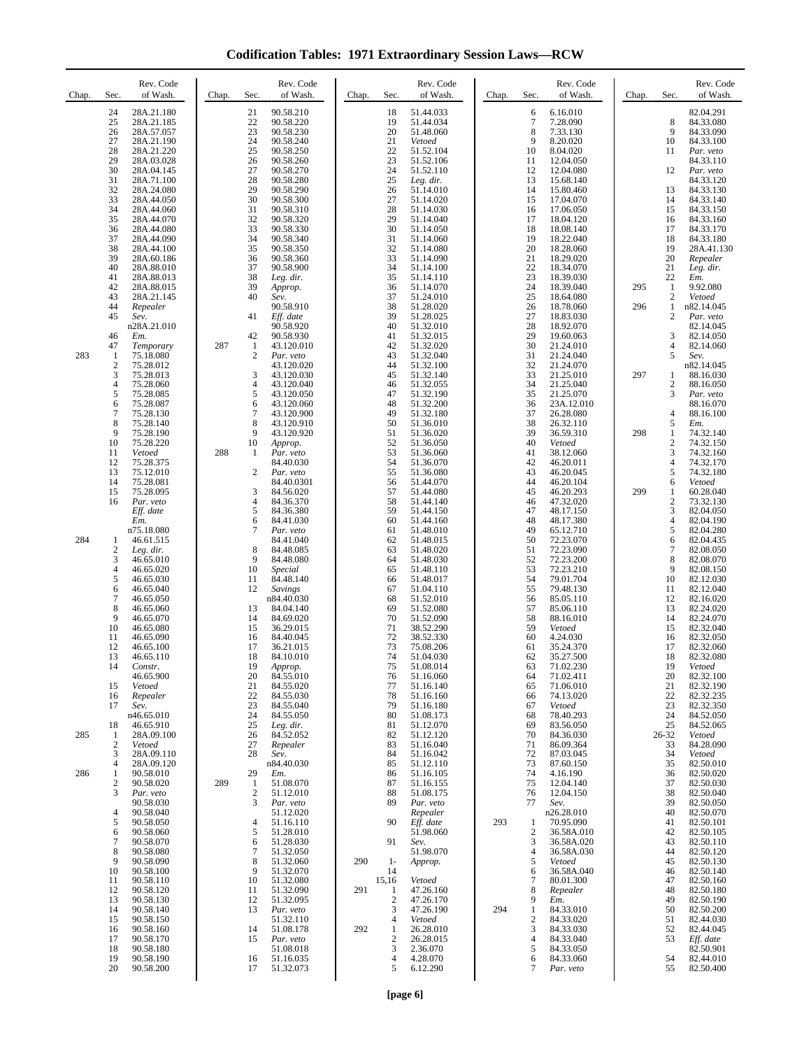# Codification Tables: 1971 Extraordinary Session Laws—RCW

| Chap. | Sec. | Rev. Code of Wash. |
|---|---|---|
| | 24 | 28A.21.180 |
| | 25 | 28A.21.185 |
| | 26 | 28A.57.057 |
| | 27 | 28A.21.190 |
| | 28 | 28A.21.220 |
| | 29 | 28A.03.028 |
| | 30 | 28A.04.145 |
| | 31 | 28A.71.100 |
| | 32 | 28A.24.080 |
| | 33 | 28A.44.050 |
| | 34 | 28A.44.060 |
| | 35 | 28A.44.070 |
| | 36 | 28A.44.080 |
| | 37 | 28A.44.090 |
| | 38 | 28A.44.100 |
| | 39 | 28A.60.186 |
| | 40 | 28A.88.010 |
| | 41 | 28A.88.013 |
| | 42 | 28A.88.015 |
| | 43 | 28A.21.145 |
| | 44 | *Repealer* |
| | 45 | *Sev.* n28A.21.010 |
| | 46 | *Em.* |
| | 47 | *Temporary* |
| 283 | 1 | 75.18.080 |
| | 2 | 75.28.012 |
| | 3 | 75.28.013 |
| | 4 | 75.28.060 |
| | 5 | 75.28.085 |
| | 6 | 75.28.087 |
| | 7 | 75.28.130 |
| | 8 | 75.28.140 |
| | 9 | 75.28.190 |
| | 10 | 75.28.220 |
| | 11 | *Vetoed* |
| | 12 | 75.28.375 |
| | 13 | 75.12.010 |
| | 14 | 75.28.081 |
| | 15 | 75.28.095 |
| | 16 | *Par. veto* *Eff. date* *Em.* n75.18.080 |
| 284 | 1 | 46.61.515 |
| | 2 | *Leg. dir.* |
| | 3 | 46.65.010 |
| | 4 | 46.65.020 |
| | 5 | 46.65.030 |
| | 6 | 46.65.040 |
| | 7 | 46.65.050 |
| | 8 | 46.65.060 |
| | 9 | 46.65.070 |
| | 10 | 46.65.080 |
| | 11 | 46.65.090 |
| | 12 | 46.65.100 |
| | 13 | 46.65.110 |
| | 14 | *Constr.* 46.65.900 |
| | 15 | *Vetoed* |
| | 16 | *Repealer* |
| | 17 | *Sev.* n46.65.010 |
| | 18 | 46.65.910 |
| 285 | 1 | 28A.09.100 |
| | 2 | *Vetoed* |
| | 3 | 28A.09.110 |
| | 4 | 28A.09.120 |
| 286 | 1 | 90.58.010 |
| | 2 | 90.58.020 |
| | 3 | *Par. veto* 90.58.030 |
| | 4 | 90.58.040 |
| | 5 | 90.58.050 |
| | 6 | 90.58.060 |
| | 7 | 90.58.070 |
| | 8 | 90.58.080 |
| | 9 | 90.58.090 |
| | 10 | 90.58.100 |
| | 11 | 90.58.110 |
| | 12 | 90.58.120 |
| | 13 | 90.58.130 |
| | 14 | 90.58.140 |
| | 15 | 90.58.150 |
| | 16 | 90.58.160 |
| | 17 | 90.58.170 |
| | 18 | 90.58.180 |
| | 19 | 90.58.190 |
| | 20 | 90.58.200 |
| | 21 | 90.58.210 |
| | 22 | 90.58.220 |
| | 23 | 90.58.230 |
| | 24 | 90.58.240 |
| | 25 | 90.58.250 |
| | 26 | 90.58.260 |
| | 27 | 90.58.270 |
| | 28 | 90.58.280 |
| | 29 | 90.58.290 |
| | 30 | 90.58.300 |
| | 31 | 90.58.310 |
| | 32 | 90.58.320 |
| | 33 | 90.58.330 |
| | 34 | 90.58.340 |
| | 35 | 90.58.350 |
| | 36 | 90.58.360 |
| | 37 | 90.58.900 |
| | 38 | *Leg. dir.* |
| | 39 | *Approp.* |
| | 40 | *Sev.* 90.58.910 |
| | 41 | *Eff. date* 90.58.920 |
| | 42 | 90.58.930 |
| 287 | 1 | 43.120.010 |
| | 2 | *Par. veto* 43.120.020 |
| | 3 | 43.120.030 |
| | 4 | 43.120.040 |
| | 5 | 43.120.050 |
| | 6 | 43.120.060 |
| | 7 | 43.120.900 |
| | 8 | 43.120.910 |
| | 9 | 43.120.920 |
| | 10 | *Approp.* |
| 288 | 1 | *Par. veto* 84.40.030 |
| | 2 | *Par. veto* 84.40.0301 |
| | 3 | 84.56.020 |
| | 4 | 84.36.370 |
| | 5 | 84.36.380 |
| | 6 | 84.41.030 |
| | 7 | *Par. veto* 84.41.040 |
| | 8 | 84.48.085 |
| | 9 | 84.48.080 |
| | 10 | *Special* |
| | 11 | 84.48.140 |
| | 12 | *Savings* n84.40.030 |
| | 13 | 84.04.140 |
| | 14 | 84.69.020 |
| | 15 | 36.29.015 |
| | 16 | 84.40.045 |
| | 17 | 36.21.015 |
| | 18 | 84.10.010 |
| | 19 | *Approp.* |
| | 20 | 84.55.010 |
| | 21 | 84.55.020 |
| | 22 | 84.55.030 |
| | 23 | 84.55.040 |
| | 24 | 84.55.050 |
| | 25 | *Leg. dir.* |
| | 26 | 84.52.052 |
| | 27 | *Repealer* |
| | 28 | *Sev.* n84.40.030 |
| | 29 | *Em.* |
| 289 | 1 | 51.08.070 |
| | 2 | 51.12.010 |
| | 3 | *Par. veto* 51.12.020 |
| | 4 | 51.16.110 |
| | 5 | 51.28.010 |
| | 6 | 51.28.030 |
| | 7 | 51.32.050 |
| | 8 | 51.32.060 |
| | 9 | 51.32.070 |
| | 10 | 51.32.080 |
| | 11 | 51.32.090 |
| | 12 | 51.32.095 |
| | 13 | *Par. veto* 51.32.110 |
| | 14 | 51.08.178 |
| | 15 | *Par. veto* 51.08.018 |
| | 16 | 51.16.035 |
| | 17 | 51.32.073 |
| | 18 | 51.44.033 |
| | 19 | 51.44.034 |
| | 20 | 51.48.060 |
| | 21 | *Vetoed* |
| | 22 | 51.52.104 |
| | 23 | 51.52.106 |
| | 24 | 51.52.110 |
| | 25 | *Leg. dir.* |
| | 26 | 51.14.010 |
| | 27 | 51.14.020 |
| | 28 | 51.14.030 |
| | 29 | 51.14.040 |
| | 30 | 51.14.050 |
| | 31 | 51.14.060 |
| | 32 | 51.14.080 |
| | 33 | 51.14.090 |
| | 34 | 51.14.100 |
| | 35 | 51.14.110 |
| | 36 | 51.14.070 |
| | 37 | 51.24.010 |
| | 38 | 51.28.020 |
| | 39 | 51.28.025 |
| | 40 | 51.32.010 |
| | 41 | 51.32.015 |
| | 42 | 51.32.020 |
| | 43 | 51.32.040 |
| | 44 | 51.32.100 |
| | 45 | 51.32.140 |
| | 46 | 51.32.055 |
| | 47 | 51.32.190 |
| | 48 | 51.32.200 |
| | 49 | 51.32.180 |
| | 50 | 51.36.010 |
| | 51 | 51.36.020 |
| | 52 | 51.36.050 |
| | 53 | 51.36.060 |
| | 54 | 51.36.070 |
| | 55 | 51.36.080 |
| | 56 | 51.44.070 |
| | 57 | 51.44.080 |
| | 58 | 51.44.140 |
| | 59 | 51.44.150 |
| | 60 | 51.44.160 |
| | 61 | 51.48.010 |
| | 62 | 51.48.015 |
| | 63 | 51.48.020 |
| | 64 | 51.48.030 |
| | 65 | 51.48.110 |
| | 66 | 51.48.017 |
| | 67 | 51.04.110 |
| | 68 | 51.52.010 |
| | 69 | 51.52.080 |
| | 70 | 51.52.090 |
| | 71 | 38.52.290 |
| | 72 | 38.52.330 |
| | 73 | 75.08.206 |
| | 74 | 51.04.030 |
| | 75 | 51.08.014 |
| | 76 | 51.16.060 |
| | 77 | 51.16.140 |
| | 78 | 51.16.160 |
| | 79 | 51.16.180 |
| | 80 | 51.08.173 |
| | 81 | 51.12.070 |
| | 82 | 51.12.120 |
| | 83 | 51.16.040 |
| | 84 | 51.16.042 |
| | 85 | 51.12.110 |
| | 86 | 51.16.105 |
| | 87 | 51.16.155 |
| | 88 | 51.08.175 |
| | 89 | *Par. veto* *Repealer* |
| | 90 | *Eff. date* 51.98.060 |
| | 91 | *Sev.* 51.98.070 |
| 290 | 1-14 | *Approp.* |
| | 15,16 | *Vetoed* |
| 291 | 1 | 47.26.160 |
| | 2 | 47.26.170 |
| | 3 | 47.26.190 |
| | 4 | *Vetoed* |
| 292 | 1 | 26.28.010 |
| | 2 | 26.28.015 |
| | 3 | 2.36.070 |
| | 4 | 4.28.070 |
| | 5 | 6.12.290 |
| | 6 | 6.16.010 |
| | 7 | 7.28.090 |
| | 8 | 7.33.130 |
| | 9 | 8.20.020 |
| | 10 | 8.04.020 |
| | 11 | 12.04.050 |
| | 12 | 12.04.080 |
| | 13 | 15.68.140 |
| | 14 | 15.80.460 |
| | 15 | 17.04.070 |
| | 16 | 17.06.050 |
| | 17 | 18.04.120 |
| | 18 | 18.08.140 |
| | 19 | 18.22.040 |
| | 20 | 18.28.060 |
| | 21 | 18.29.020 |
| | 22 | 18.34.070 |
| | 23 | 18.39.030 |
| | 24 | 18.39.040 |
| | 25 | 18.64.080 |
| | 26 | 18.78.060 |
| | 27 | 18.83.030 |
| | 28 | 18.92.070 |
| | 29 | 19.60.063 |
| | 30 | 21.24.010 |
| | 31 | 21.24.040 |
| | 32 | 21.24.070 |
| | 33 | 21.25.010 |
| | 34 | 21.25.040 |
| | 35 | 21.25.070 |
| | 36 | 23A.12.010 |
| | 37 | 26.28.080 |
| | 38 | 26.32.110 |
| | 39 | 36.59.310 |
| | 40 | *Vetoed* |
| | 41 | 38.12.060 |
| | 42 | 46.20.011 |
| | 43 | 46.20.045 |
| | 44 | 46.20.104 |
| | 45 | 46.20.293 |
| | 46 | 47.32.020 |
| | 47 | 48.17.150 |
| | 48 | 48.17.380 |
| | 49 | 65.12.710 |
| | 50 | 72.23.070 |
| | 51 | 72.23.090 |
| | 52 | 72.23.200 |
| | 53 | 72.23.210 |
| | 54 | 79.01.704 |
| | 55 | 79.48.130 |
| | 56 | 85.05.110 |
| | 57 | 85.06.110 |
| | 58 | 88.16.010 |
| | 59 | *Vetoed* |
| | 60 | 4.24.030 |
| | 61 | 35.24.370 |
| | 62 | 35.27.500 |
| | 63 | 71.02.230 |
| | 64 | 71.02.411 |
| | 65 | 71.06.010 |
| | 66 | 74.13.020 |
| | 67 | *Vetoed* |
| | 68 | 78.40.293 |
| | 69 | 83.56.050 |
| | 70 | 84.36.030 |
| | 71 | 86.09.364 |
| | 72 | 87.03.045 |
| | 73 | 87.60.150 |
| | 74 | 4.16.190 |
| | 75 | 12.04.140 |
| | 76 | 12.04.150 |
| | 77 | *Sev.* n26.28.010 |
| 293 | 1 | 70.95.090 |
| | 2 | 36.58A.010 |
| | 3 | 36.58A.020 |
| | 4 | 36.58A.030 |
| | 5 | *Vetoed* |
| | 6 | 36.58A.040 |
| | 7 | 80.01.300 |
| | 8 | *Repealer* |
| | 9 | *Em.* |
| 294 | 1 | 84.33.010 |
| | 2 | 84.33.020 |
| | 3 | 84.33.030 |
| | 4 | 84.33.040 |
| | 5 | 84.33.050 |
| | 6 | 84.33.060 |
| | 7 | *Par. veto* 82.04.291 |
| | 8 | 84.33.080 |
| | 9 | 84.33.090 |
| | 10 | 84.33.100 |
| | 11 | *Par. veto* 84.33.110 |
| | 12 | *Par. veto* 84.33.120 |
| | 13 | 84.33.130 |
| | 14 | 84.33.140 |
| | 15 | 84.33.150 |
| | 16 | 84.33.160 |
| | 17 | 84.33.170 |
| | 18 | 84.33.180 |
| | 19 | 28A.41.130 |
| | 20 | *Repealer* |
| | 21 | *Leg. dir.* |
| | 22 | *Em.* |
| 295 | 1 | 9.92.080 |
| | 2 | *Vetoed* |
| 296 | 1 | n82.14.045 |
| | 2 | *Par. veto* 82.14.045 |
| | 3 | 82.14.050 |
| | 4 | 82.14.060 |
| | 5 | *Sev.* n82.14.045 |
| 297 | 1 | 88.16.030 |
| | 2 | 88.16.050 |
| | 3 | *Par. veto* 88.16.070 |
| | 4 | 88.16.100 |
| | 5 | *Em.* |
| 298 | 1 | 74.32.140 |
| | 2 | 74.32.150 |
| | 3 | 74.32.160 |
| | 4 | 74.32.170 |
| | 5 | 74.32.180 |
| | 6 | *Vetoed* |
| 299 | 1 | 60.28.040 |
| | 2 | 73.32.130 |
| | 3 | 82.04.050 |
| | 4 | 82.04.190 |
| | 5 | 82.04.280 |
| | 6 | 82.04.435 |
| | 7 | 82.08.050 |
| | 8 | 82.08.070 |
| | 9 | 82.08.150 |
| | 10 | 82.12.030 |
| | 11 | 82.12.040 |
| | 12 | 82.16.020 |
| | 13 | 82.24.020 |
| | 14 | 82.24.070 |
| | 15 | 82.32.040 |
| | 16 | 82.32.050 |
| | 17 | 82.32.060 |
| | 18 | 82.32.080 |
| | 19 | *Vetoed* |
| | 20 | 82.32.100 |
| | 21 | 82.32.190 |
| | 22 | 82.32.235 |
| | 23 | 82.32.350 |
| | 24 | 84.52.050 |
| | 25 | 84.52.065 |
| | 26-32 | *Vetoed* |
| | 33 | 84.28.090 |
| | 34 | *Vetoed* |
| | 35 | 82.50.010 |
| | 36 | 82.50.020 |
| | 37 | 82.50.030 |
| | 38 | 82.50.040 |
| | 39 | 82.50.050 |
| | 40 | 82.50.070 |
| | 41 | 82.50.101 |
| | 42 | 82.50.105 |
| | 43 | 82.50.110 |
| | 44 | 82.50.120 |
| | 45 | 82.50.130 |
| | 46 | 82.50.140 |
| | 47 | 82.50.160 |
| | 48 | 82.50.180 |
| | 49 | 82.50.190 |
| | 50 | 82.50.200 |
| | 51 | 82.44.030 |
| | 52 | 82.44.045 |
| | 53 | *Eff. date* 82.50.901 |
| | 54 | 82.44.010 |
| | 55 | 82.50.400 |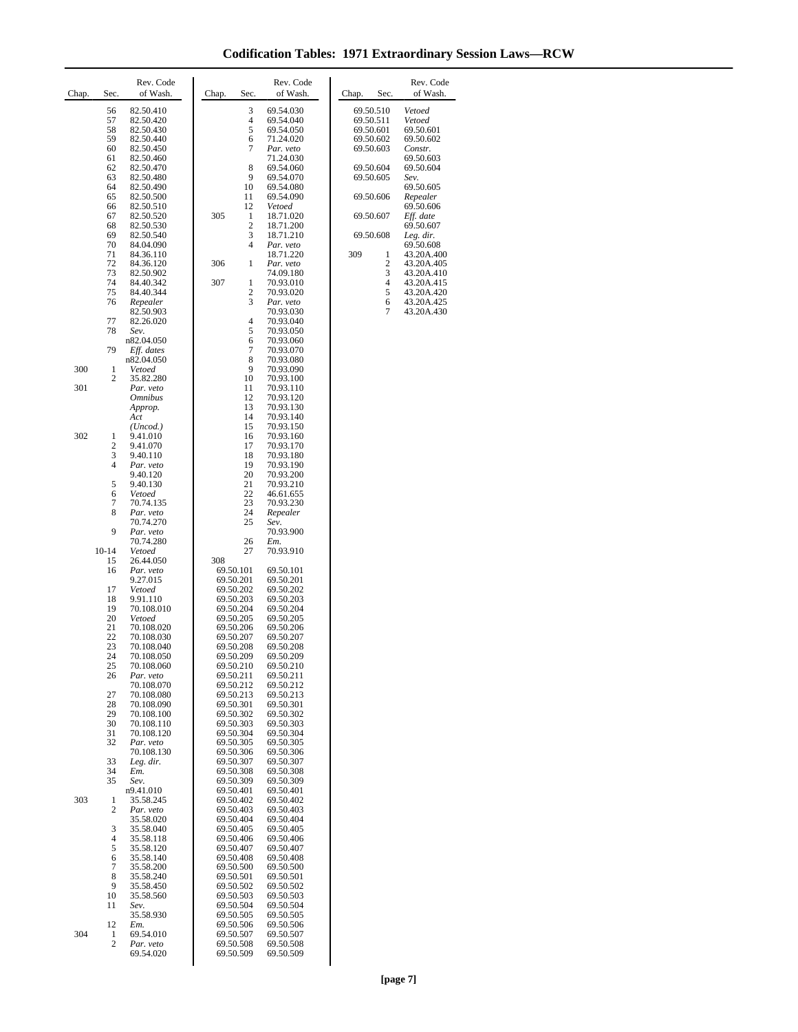# Codification Tables: 1971 Extraordinary Session Laws—RCW

| Chap. | Sec. | Rev. Code of Wash. |
|---|---|---|
| | 56 | 82.50.410 |
| | 57 | 82.50.420 |
| | 58 | 82.50.430 |
| | 59 | 82.50.440 |
| | 60 | 82.50.450 |
| | 61 | 82.50.460 |
| | 62 | 82.50.470 |
| | 63 | 82.50.480 |
| | 64 | 82.50.490 |
| | 65 | 82.50.500 |
| | 66 | 82.50.510 |
| | 67 | 82.50.520 |
| | 68 | 82.50.530 |
| | 69 | 82.50.540 |
| | 70 | 84.04.090 |
| | 71 | 84.36.110 |
| | 72 | 84.36.120 |
| | 73 | 82.50.902 |
| | 74 | 84.40.342 |
| | 75 | 84.40.344 |
| | 76 | *Repealer* 82.50.903 |
| | 77 | 82.26.020 |
| | 78 | *Sev.* n82.04.050 |
| | 79 | *Eff. dates* n82.04.050 |
| 300 | 1 | *Vetoed* |
| | 2 | 35.82.280 |
| 301 | | *Par. veto Omnibus Approp. Act (Uncod.)* |
| 302 | 1 | 9.41.010 |
| | 2 | 9.41.070 |
| | 3 | 9.40.110 |
| | 4 | *Par. veto* 9.40.120 |
| | 5 | 9.40.130 |
| | 6 | *Vetoed* |
| | 7 | 70.74.135 |
| | 8 | *Par. veto* 70.74.270 |
| | 9 | *Par. veto* 70.74.280 |
| | 10-14 | *Vetoed* |
| | 15 | 26.44.050 |
| | 16 | *Par. veto* 9.27.015 |
| | 17 | *Vetoed* |
| | 18 | 9.91.110 |
| | 19 | 70.108.010 |
| | 20 | *Vetoed* |
| | 21 | 70.108.020 |
| | 22 | 70.108.030 |
| | 23 | 70.108.040 |
| | 24 | 70.108.050 |
| | 25 | 70.108.060 |
| | 26 | *Par. veto* 70.108.070 |
| | 27 | 70.108.080 |
| | 28 | 70.108.090 |
| | 29 | 70.108.100 |
| | 30 | 70.108.110 |
| | 31 | 70.108.120 |
| | 32 | *Par. veto* 70.108.130 |
| | 33 | *Leg. dir.* |
| | 34 | *Em.* |
| | 35 | *Sev.* n9.41.010 |
| 303 | 1 | 35.58.245 |
| | 2 | *Par. veto* 35.58.020 |
| | 3 | 35.58.040 |
| | 4 | 35.58.118 |
| | 5 | 35.58.120 |
| | 6 | 35.58.140 |
| | 7 | 35.58.200 |
| | 8 | 35.58.240 |
| | 9 | 35.58.450 |
| | 10 | 35.58.560 |
| | 11 | *Sev.* 35.58.930 |
| | 12 | *Em.* |
| 304 | 1 | 69.54.010 |
| | 2 | *Par. veto* 69.54.020 |
| | 3 | 69.54.030 |
| | 4 | 69.54.040 |
| | 5 | 69.54.050 |
| | 6 | 71.24.020 |
| | 7 | *Par. veto* 71.24.030 |
| | 8 | 69.54.060 |
| | 9 | 69.54.070 |
| | 10 | 69.54.080 |
| | 11 | 69.54.090 |
| | 12 | *Vetoed* |
| 305 | 1 | 18.71.020 |
| | 2 | 18.71.200 |
| | 3 | 18.71.210 |
| | 4 | *Par. veto* 18.71.220 |
| 306 | 1 | *Par. veto* 74.09.180 |
| 307 | 1 | 70.93.010 |
| | 2 | 70.93.020 |
| | 3 | *Par. veto* 70.93.030 |
| | 4 | 70.93.040 |
| | 5 | 70.93.050 |
| | 6 | 70.93.060 |
| | 7 | 70.93.070 |
| | 8 | 70.93.080 |
| | 9 | 70.93.090 |
| | 10 | 70.93.100 |
| | 11 | 70.93.110 |
| | 12 | 70.93.120 |
| | 13 | 70.93.130 |
| | 14 | 70.93.140 |
| | 15 | 70.93.150 |
| | 16 | 70.93.160 |
| | 17 | 70.93.170 |
| | 18 | 70.93.180 |
| | 19 | 70.93.190 |
| | 20 | 70.93.200 |
| | 21 | 70.93.210 |
| | 22 | 46.61.655 |
| | 23 | 70.93.230 |
| | 24 | *Repealer* |
| | 25 | *Sev.* 70.93.900 |
| | 26 | *Em.* |
| | 27 | 70.93.910 |
| 308 | | |
| | 69.50.101 | 69.50.101 |
| | 69.50.201 | 69.50.201 |
| | 69.50.202 | 69.50.202 |
| | 69.50.203 | 69.50.203 |
| | 69.50.204 | 69.50.204 |
| | 69.50.205 | 69.50.205 |
| | 69.50.206 | 69.50.206 |
| | 69.50.207 | 69.50.207 |
| | 69.50.208 | 69.50.208 |
| | 69.50.209 | 69.50.209 |
| | 69.50.210 | 69.50.210 |
| | 69.50.211 | 69.50.211 |
| | 69.50.212 | 69.50.212 |
| | 69.50.213 | 69.50.213 |
| | 69.50.301 | 69.50.301 |
| | 69.50.302 | 69.50.302 |
| | 69.50.303 | 69.50.303 |
| | 69.50.304 | 69.50.304 |
| | 69.50.305 | 69.50.305 |
| | 69.50.306 | 69.50.306 |
| | 69.50.307 | 69.50.307 |
| | 69.50.308 | 69.50.308 |
| | 69.50.309 | 69.50.309 |
| | 69.50.401 | 69.50.401 |
| | 69.50.402 | 69.50.402 |
| | 69.50.403 | 69.50.403 |
| | 69.50.404 | 69.50.404 |
| | 69.50.405 | 69.50.405 |
| | 69.50.406 | 69.50.406 |
| | 69.50.407 | 69.50.407 |
| | 69.50.408 | 69.50.408 |
| | 69.50.500 | 69.50.500 |
| | 69.50.501 | 69.50.501 |
| | 69.50.502 | 69.50.502 |
| | 69.50.503 | 69.50.503 |
| | 69.50.504 | 69.50.504 |
| | 69.50.505 | 69.50.505 |
| | 69.50.506 | 69.50.506 |
| | 69.50.507 | 69.50.507 |
| | 69.50.508 | 69.50.508 |
| | 69.50.509 | 69.50.509 |
| | 69.50.510 | *Vetoed* |
| | 69.50.511 | *Vetoed* |
| | 69.50.601 | 69.50.601 |
| | 69.50.602 | 69.50.602 |
| | 69.50.603 | *Constr.* 69.50.603 |
| | 69.50.604 | 69.50.604 |
| | 69.50.605 | *Sev.* 69.50.605 |
| | 69.50.606 | *Repealer* 69.50.606 |
| | 69.50.607 | *Eff. date* 69.50.607 |
| | 69.50.608 | *Leg. dir.* 69.50.608 |
| 309 | 1 | 43.20A.400 |
| | 2 | 43.20A.405 |
| | 3 | 43.20A.410 |
| | 4 | 43.20A.415 |
| | 5 | 43.20A.420 |
| | 6 | 43.20A.425 |
| | 7 | 43.20A.430 |